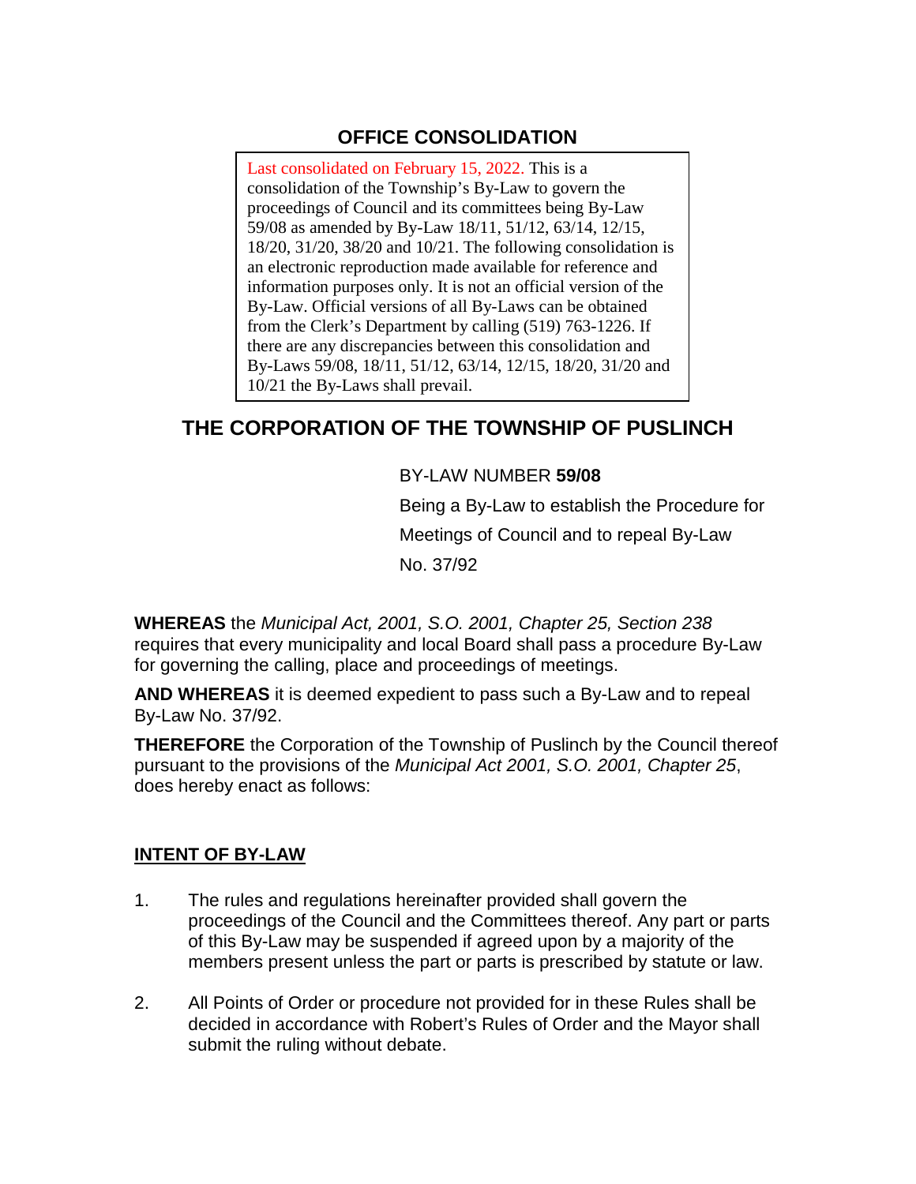## OFFICE CONSOLIDATION

Last consolidated on February 15, 2022. This is a consolidation of the Township's By-Law to govern the proceedings of Council and its committees being By-Law 59/08 as amended by By-Law 18/11, 51/12, 63/14, 12/15, 18/20, 31/20, 38/20 and 10/21. The following consolidation is an electronic reproduction made available for reference and information purposes only. It is not an official version of the By-Law. Official versions of all By-Laws can be obtained from the Clerk's Department by calling (519) 763-1226. If there are any discrepancies between this consolidation and By-Laws 59/08, 18/11, 51/12, 63/14, 12/15, 18/20, 31/20 and 10/21 the By-Laws shall prevail.

# THE CORPORATION OF THE TOWNSHIP OF PUSLINCH

BY-LAW NUMBER **59/08**

Being a By-Law to establish the Procedure for Meetings of Council and to repeal By-Law No. 37/92

**WHEREAS** the *Municipal Act, 2001, S.O. 2001, Chapter 25, Section 238* requires that every municipality and local Board shall pass a procedure By-Law for governing the calling, place and proceedings of meetings.

**AND WHEREAS** it is deemed expedient to pass such a By-Law and to repeal By-Law No. 37/92.

**THEREFORE** the Corporation of the Township of Puslinch by the Council thereof pursuant to the provisions of the *Municipal Act 2001, S.O. 2001, Chapter 25*, does hereby enact as follows:

## INTENT OF BY-LAW

1. The rules and regulations hereinafter provided shall govern the proceedings of the Council and the Committees thereof. Any part or parts of this By-Law may be suspended if agreed upon by a majority of the members present unless the part or parts is prescribed by statute or law.

2. All Points of Order or procedure not provided for in these Rules shall be decided in accordance with Robert's Rules of Order and the Mayor shall submit the ruling without debate.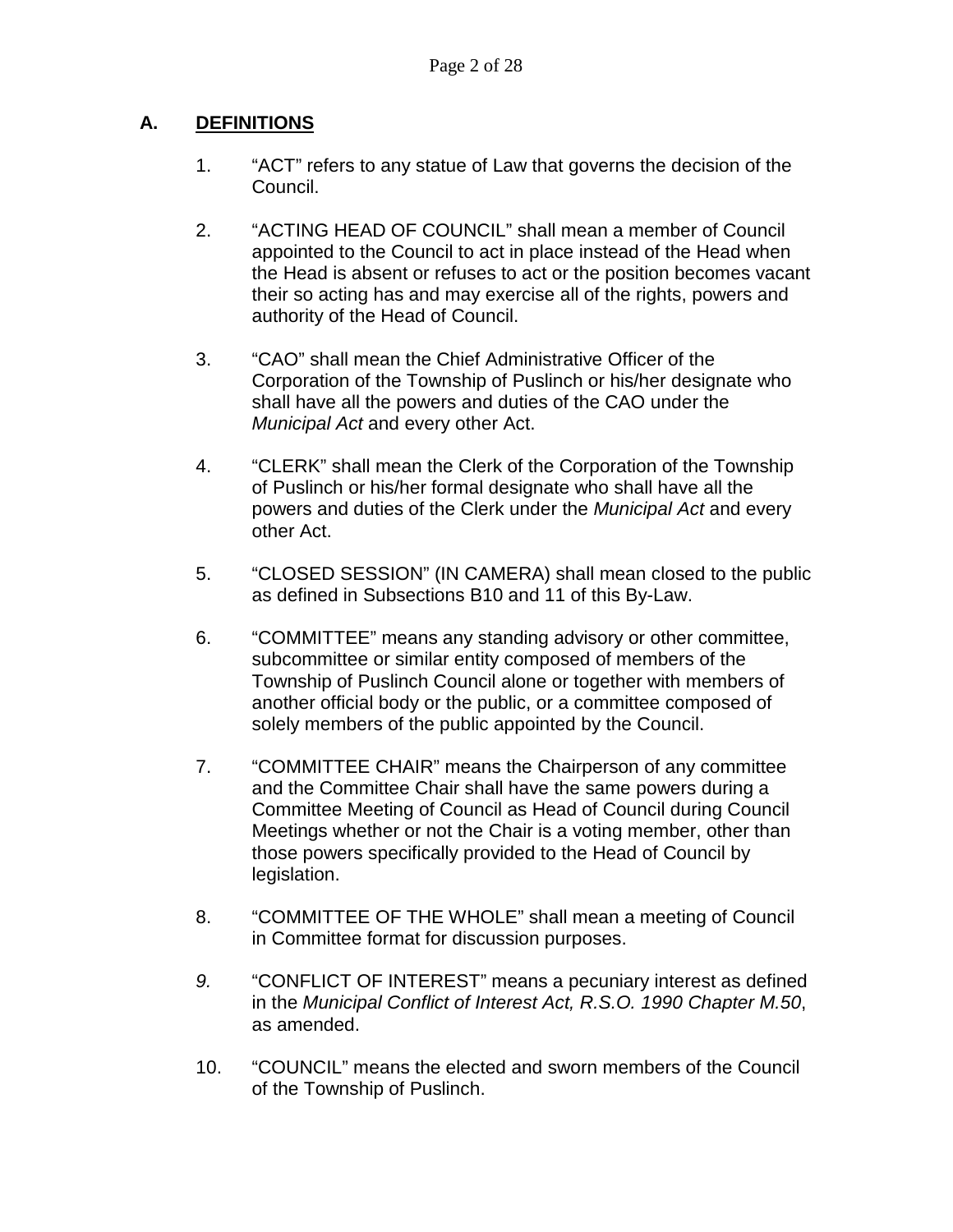## A. DEFINITIONS

1. "ACT" refers to any statue of Law that governs the decision of the Council.

2. "ACTING HEAD OF COUNCIL" shall mean a member of Council appointed to the Council to act in place instead of the Head when the Head is absent or refuses to act or the position becomes vacant their so acting has and may exercise all of the rights, powers and authority of the Head of Council.

3. "CAO" shall mean the Chief Administrative Officer of the Corporation of the Township of Puslinch or his/her designate who shall have all the powers and duties of the CAO under the *Municipal Act* and every other Act.

4. "CLERK" shall mean the Clerk of the Corporation of the Township of Puslinch or his/her formal designate who shall have all the powers and duties of the Clerk under the *Municipal Act* and every other Act.

5. "CLOSED SESSION" (IN CAMERA) shall mean closed to the public as defined in Subsections B10 and 11 of this By-Law.

6. "COMMITTEE" means any standing advisory or other committee, subcommittee or similar entity composed of members of the Township of Puslinch Council alone or together with members of another official body or the public, or a committee composed of solely members of the public appointed by the Council.

7. "COMMITTEE CHAIR" means the Chairperson of any committee and the Committee Chair shall have the same powers during a Committee Meeting of Council as Head of Council during Council Meetings whether or not the Chair is a voting member, other than those powers specifically provided to the Head of Council by legislation.

8. "COMMITTEE OF THE WHOLE" shall mean a meeting of Council in Committee format for discussion purposes.

9. "CONFLICT OF INTEREST" means a pecuniary interest as defined in the *Municipal Conflict of Interest Act, R.S.O. 1990 Chapter M.50*, as amended.

10. "COUNCIL" means the elected and sworn members of the Council of the Township of Puslinch.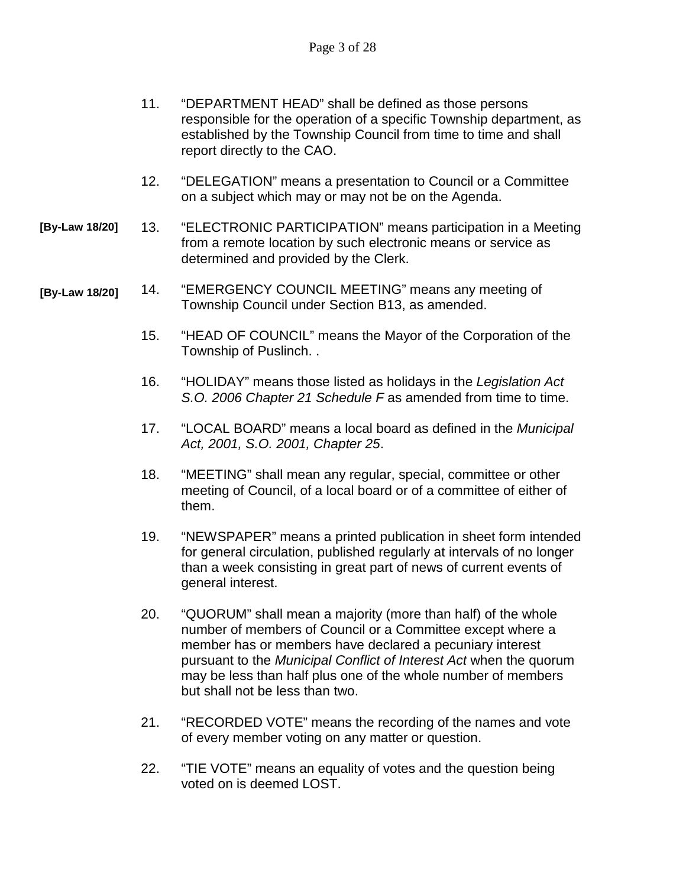11. "DEPARTMENT HEAD" shall be defined as those persons responsible for the operation of a specific Township department, as established by the Township Council from time to time and shall report directly to the CAO.

12. "DELEGATION" means a presentation to Council or a Committee on a subject which may or may not be on the Agenda.

**[By-Law 18/20]** 13. "ELECTRONIC PARTICIPATION" means participation in a Meeting from a remote location by such electronic means or service as determined and provided by the Clerk.

**[By-Law 18/20]** 14. "EMERGENCY COUNCIL MEETING" means any meeting of Township Council under Section B13, as amended.

15. "HEAD OF COUNCIL" means the Mayor of the Corporation of the Township of Puslinch. .

16. "HOLIDAY" means those listed as holidays in the *Legislation Act S.O. 2006 Chapter 21 Schedule F* as amended from time to time.

17. "LOCAL BOARD" means a local board as defined in the *Municipal Act, 2001, S.O. 2001, Chapter 25*.

18. "MEETING" shall mean any regular, special, committee or other meeting of Council, of a local board or of a committee of either of them.

19. "NEWSPAPER" means a printed publication in sheet form intended for general circulation, published regularly at intervals of no longer than a week consisting in great part of news of current events of general interest.

20. "QUORUM" shall mean a majority (more than half) of the whole number of members of Council or a Committee except where a member has or members have declared a pecuniary interest pursuant to the *Municipal Conflict of Interest Act* when the quorum may be less than half plus one of the whole number of members but shall not be less than two.

21. "RECORDED VOTE" means the recording of the names and vote of every member voting on any matter or question.

22. "TIE VOTE" means an equality of votes and the question being voted on is deemed LOST.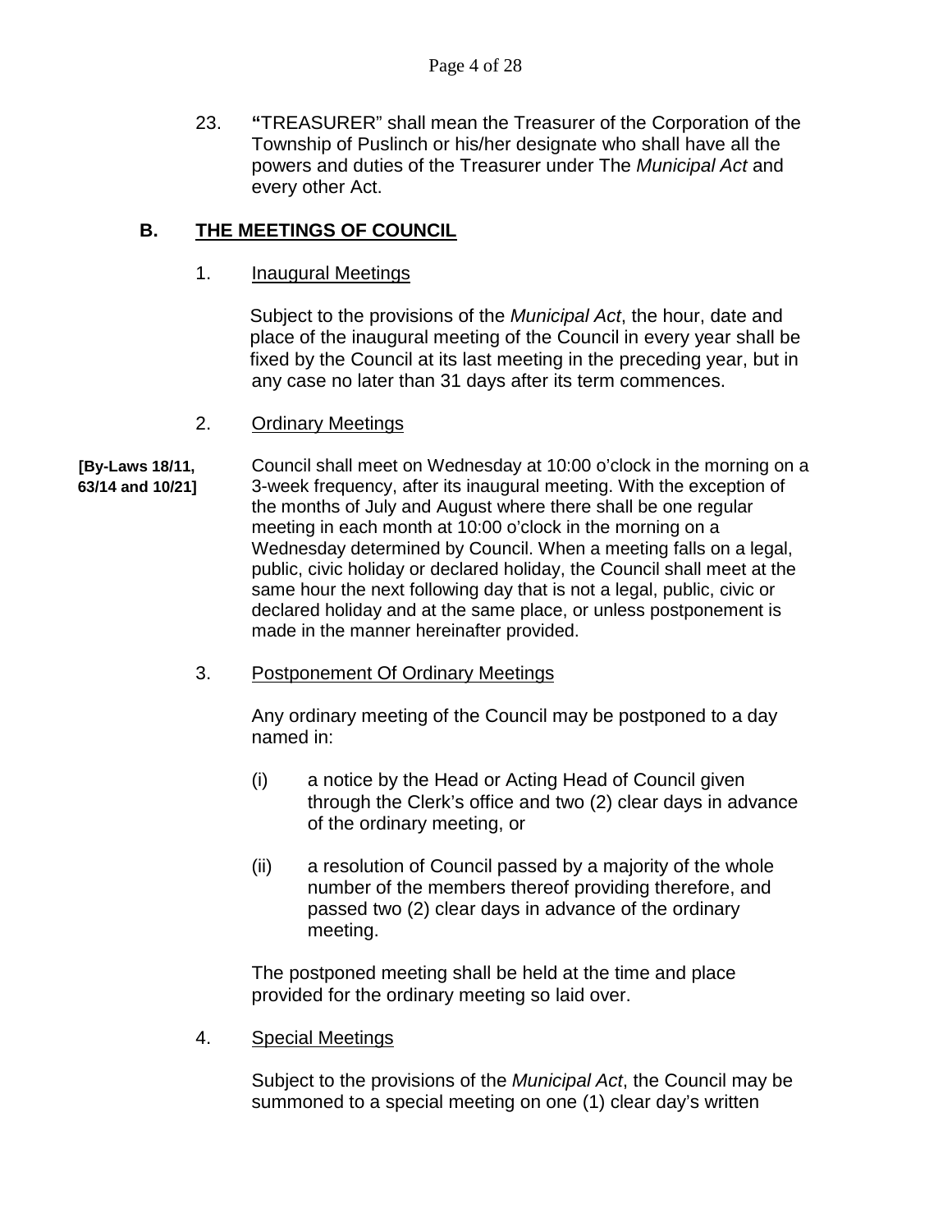23. **"**TREASURER" shall mean the Treasurer of the Corporation of the Township of Puslinch or his/her designate who shall have all the powers and duties of the Treasurer under The *Municipal Act* and every other Act.

## B. THE MEETINGS OF COUNCIL

1. Inaugural Meetings

Subject to the provisions of the *Municipal Act*, the hour, date and place of the inaugural meeting of the Council in every year shall be fixed by the Council at its last meeting in the preceding year, but in any case no later than 31 days after its term commences.

2. Ordinary Meetings

**[By-Laws 18/11, 63/14 and 10/21]**

Council shall meet on Wednesday at 10:00 o'clock in the morning on a 3-week frequency, after its inaugural meeting. With the exception of the months of July and August where there shall be one regular meeting in each month at 10:00 o'clock in the morning on a Wednesday determined by Council. When a meeting falls on a legal, public, civic holiday or declared holiday, the Council shall meet at the same hour the next following day that is not a legal, public, civic or declared holiday and at the same place, or unless postponement is made in the manner hereinafter provided.

3. Postponement Of Ordinary Meetings

Any ordinary meeting of the Council may be postponed to a day named in:

(i) a notice by the Head or Acting Head of Council given through the Clerk's office and two (2) clear days in advance of the ordinary meeting, or

(ii) a resolution of Council passed by a majority of the whole number of the members thereof providing therefore, and passed two (2) clear days in advance of the ordinary meeting.

The postponed meeting shall be held at the time and place provided for the ordinary meeting so laid over.

4. Special Meetings

Subject to the provisions of the *Municipal Act*, the Council may be summoned to a special meeting on one (1) clear day's written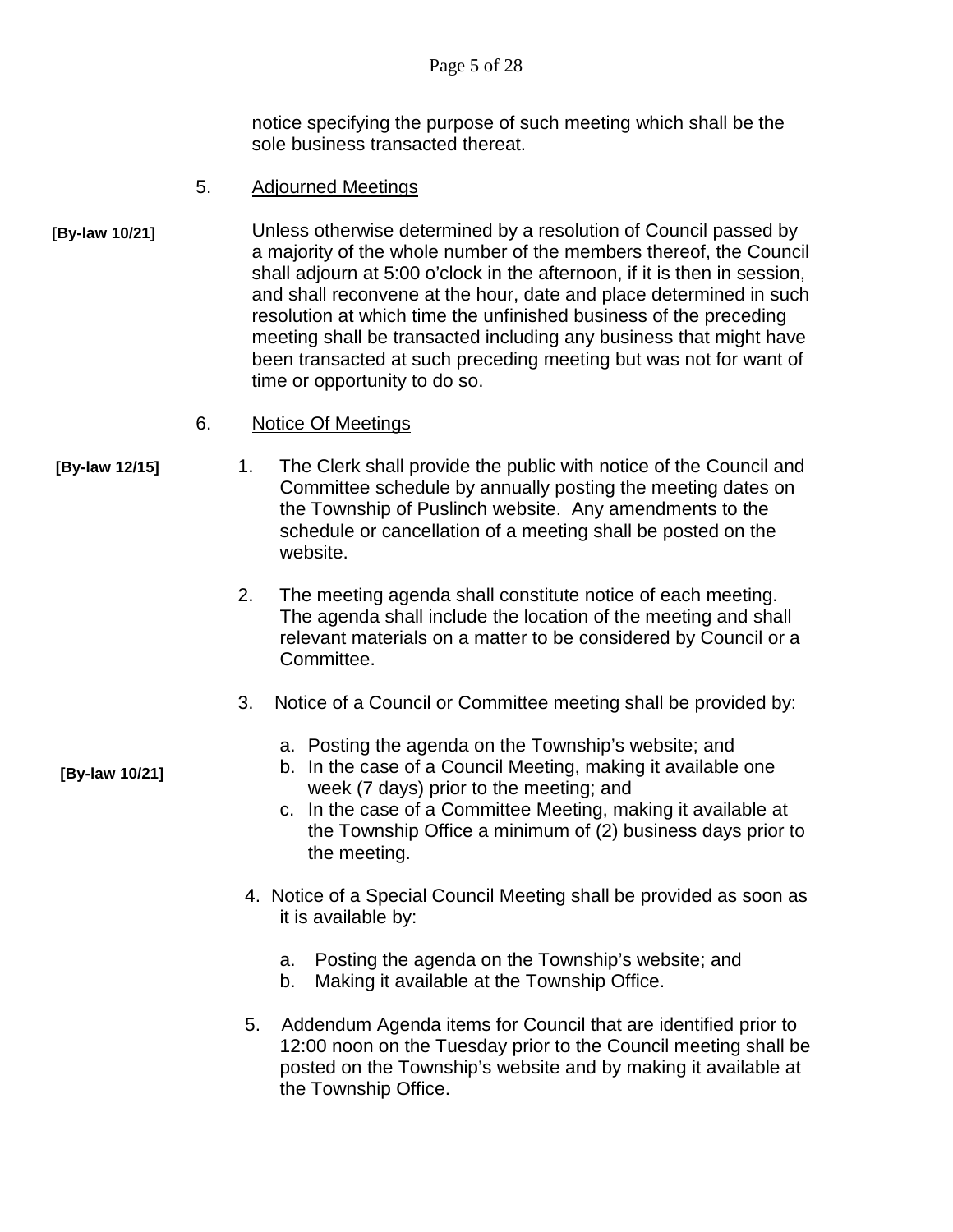notice specifying the purpose of such meeting which shall be the sole business transacted thereat.

5. Adjourned Meetings

[By-law 10/21]

Unless otherwise determined by a resolution of Council passed by a majority of the whole number of the members thereof, the Council shall adjourn at 5:00 o'clock in the afternoon, if it is then in session, and shall reconvene at the hour, date and place determined in such resolution at which time the unfinished business of the preceding meeting shall be transacted including any business that might have been transacted at such preceding meeting but was not for want of time or opportunity to do so.

6. Notice Of Meetings

[By-law 12/15]

1. The Clerk shall provide the public with notice of the Council and Committee schedule by annually posting the meeting dates on the Township of Puslinch website. Any amendments to the schedule or cancellation of a meeting shall be posted on the website.

2. The meeting agenda shall constitute notice of each meeting. The agenda shall include the location of the meeting and shall relevant materials on a matter to be considered by Council or a Committee.

3. Notice of a Council or Committee meeting shall be provided by:

   a. Posting the agenda on the Township's website; and
   b. In the case of a Council Meeting, making it available one week (7 days) prior to the meeting; and
   c. In the case of a Committee Meeting, making it available at the Township Office a minimum of (2) business days prior to the meeting.

[By-law 10/21]

4. Notice of a Special Council Meeting shall be provided as soon as it is available by:

   a. Posting the agenda on the Township's website; and
   b. Making it available at the Township Office.

5. Addendum Agenda items for Council that are identified prior to 12:00 noon on the Tuesday prior to the Council meeting shall be posted on the Township's website and by making it available at the Township Office.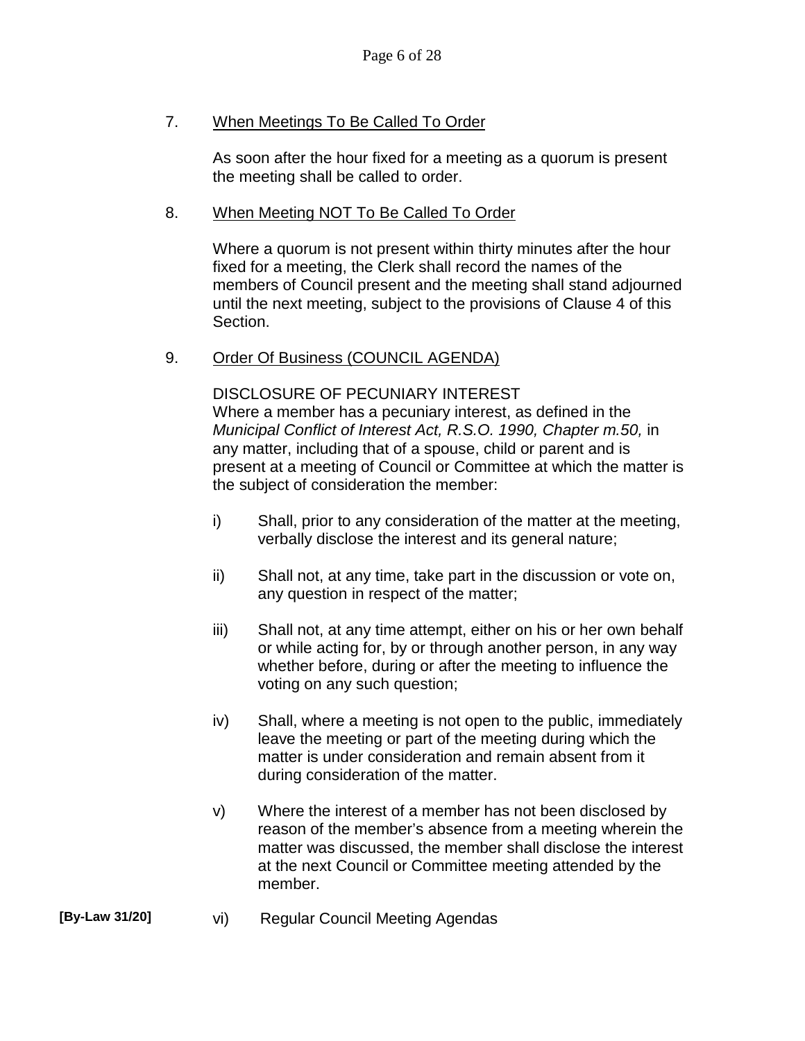7. <u>When Meetings To Be Called To Order</u>

   As soon after the hour fixed for a meeting as a quorum is present the meeting shall be called to order.

8. <u>When Meeting NOT To Be Called To Order</u>

   Where a quorum is not present within thirty minutes after the hour fixed for a meeting, the Clerk shall record the names of the members of Council present and the meeting shall stand adjourned until the next meeting, subject to the provisions of Clause 4 of this Section.

9. <u>Order Of Business (COUNCIL AGENDA)</u>

   DISCLOSURE OF PECUNIARY INTEREST
   Where a member has a pecuniary interest, as defined in the *Municipal Conflict of Interest Act, R.S.O. 1990, Chapter m.50,* in any matter, including that of a spouse, child or parent and is present at a meeting of Council or Committee at which the matter is the subject of consideration the member:

   i) Shall, prior to any consideration of the matter at the meeting, verbally disclose the interest and its general nature;

   ii) Shall not, at any time, take part in the discussion or vote on, any question in respect of the matter;

   iii) Shall not, at any time attempt, either on his or her own behalf or while acting for, by or through another person, in any way whether before, during or after the meeting to influence the voting on any such question;

   iv) Shall, where a meeting is not open to the public, immediately leave the meeting or part of the meeting during which the matter is under consideration and remain absent from it during consideration of the matter.

   v) Where the interest of a member has not been disclosed by reason of the member's absence from a meeting wherein the matter was discussed, the member shall disclose the interest at the next Council or Committee meeting attended by the member.

**[By-Law 31/20]** vi) Regular Council Meeting Agendas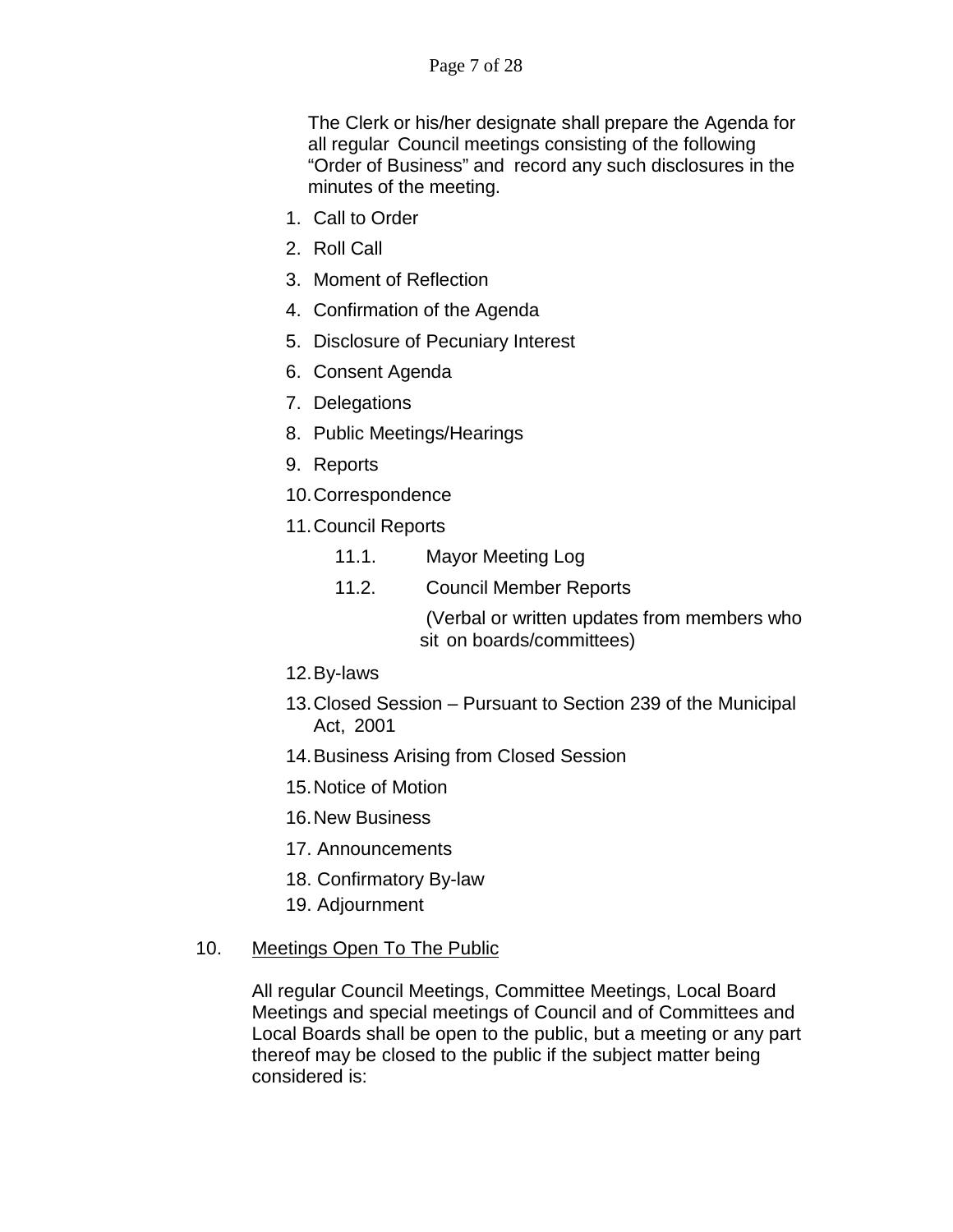The Clerk or his/her designate shall prepare the Agenda for all regular Council meetings consisting of the following "Order of Business" and record any such disclosures in the minutes of the meeting.

1. Call to Order
2. Roll Call
3. Moment of Reflection
4. Confirmation of the Agenda
5. Disclosure of Pecuniary Interest
6. Consent Agenda
7. Delegations
8. Public Meetings/Hearings
9. Reports
10. Correspondence
11. Council Reports
    - 11.1. Mayor Meeting Log
    - 11.2. Council Member Reports

      (Verbal or written updates from members who sit on boards/committees)
12. By-laws
13. Closed Session – Pursuant to Section 239 of the Municipal Act, 2001
14. Business Arising from Closed Session
15. Notice of Motion
16. New Business
17. Announcements
18. Confirmatory By-law
19. Adjournment

10. Meetings Open To The Public

All regular Council Meetings, Committee Meetings, Local Board Meetings and special meetings of Council and of Committees and Local Boards shall be open to the public, but a meeting or any part thereof may be closed to the public if the subject matter being considered is: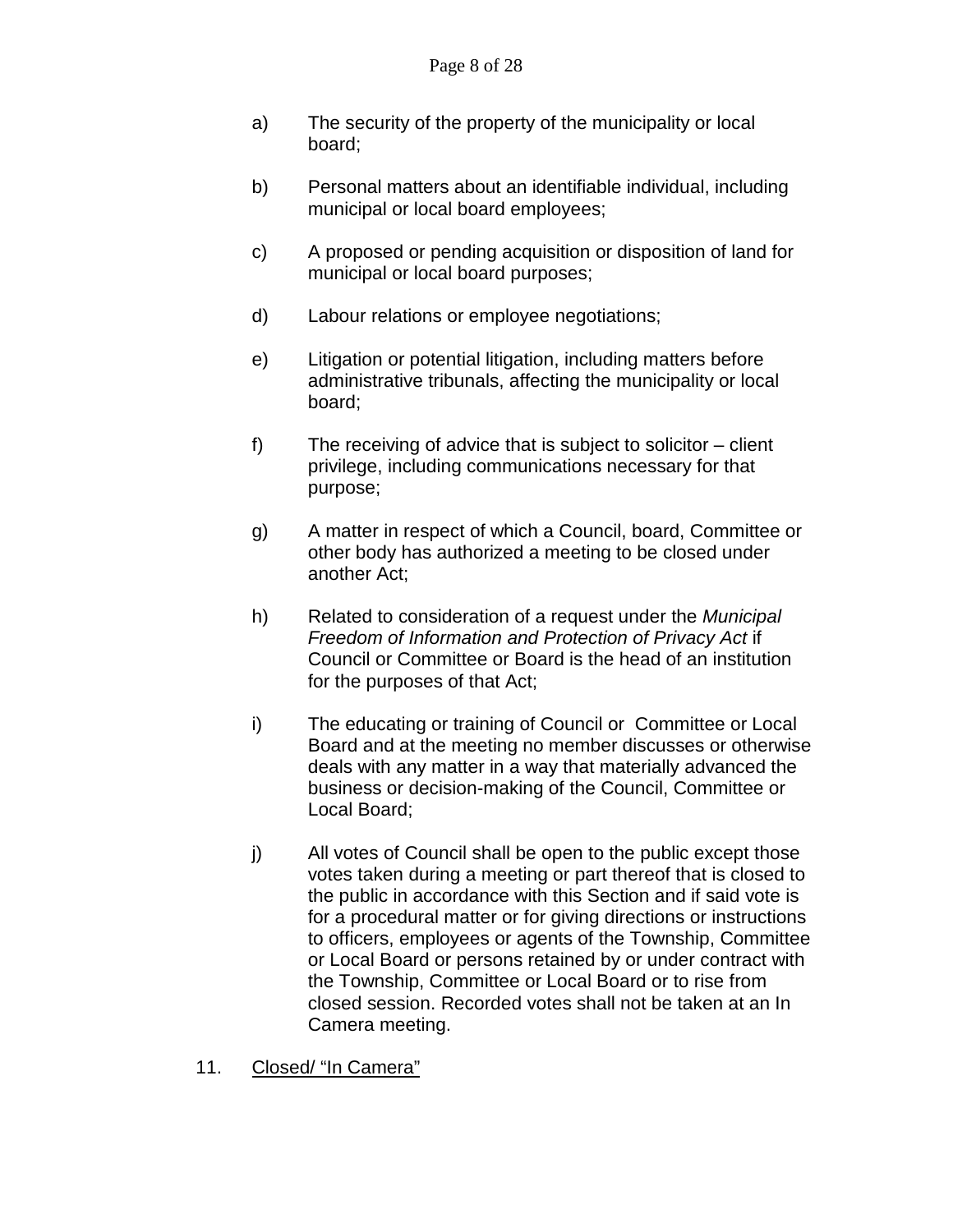a) The security of the property of the municipality or local board;

b) Personal matters about an identifiable individual, including municipal or local board employees;

c) A proposed or pending acquisition or disposition of land for municipal or local board purposes;

d) Labour relations or employee negotiations;

e) Litigation or potential litigation, including matters before administrative tribunals, affecting the municipality or local board;

f) The receiving of advice that is subject to solicitor – client privilege, including communications necessary for that purpose;

g) A matter in respect of which a Council, board, Committee or other body has authorized a meeting to be closed under another Act;

h) Related to consideration of a request under the *Municipal Freedom of Information and Protection of Privacy Act* if Council or Committee or Board is the head of an institution for the purposes of that Act;

i) The educating or training of Council or Committee or Local Board and at the meeting no member discusses or otherwise deals with any matter in a way that materially advanced the business or decision-making of the Council, Committee or Local Board;

j) All votes of Council shall be open to the public except those votes taken during a meeting or part thereof that is closed to the public in accordance with this Section and if said vote is for a procedural matter or for giving directions or instructions to officers, employees or agents of the Township, Committee or Local Board or persons retained by or under contract with the Township, Committee or Local Board or to rise from closed session. Recorded votes shall not be taken at an In Camera meeting.

11. <u>Closed/ "In Camera"</u>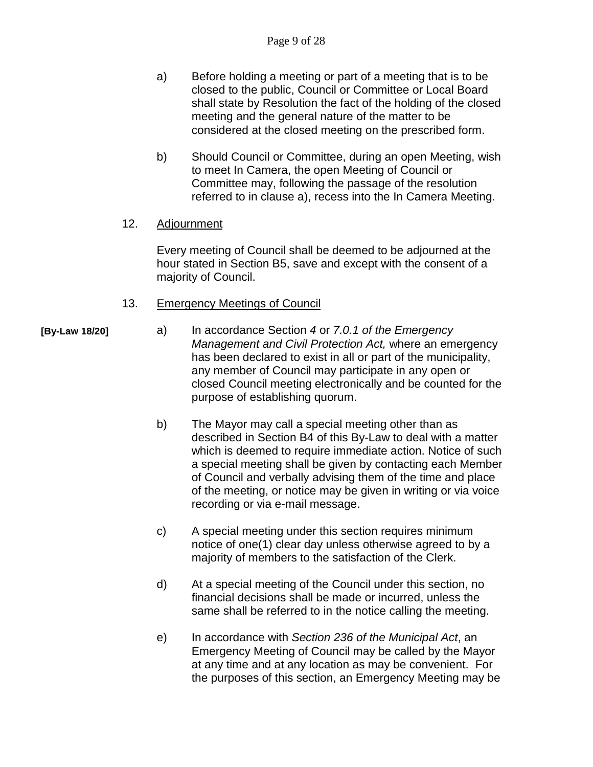a) Before holding a meeting or part of a meeting that is to be closed to the public, Council or Committee or Local Board shall state by Resolution the fact of the holding of the closed meeting and the general nature of the matter to be considered at the closed meeting on the prescribed form.

b) Should Council or Committee, during an open Meeting, wish to meet In Camera, the open Meeting of Council or Committee may, following the passage of the resolution referred to in clause a), recess into the In Camera Meeting.

12. Adjournment

Every meeting of Council shall be deemed to be adjourned at the hour stated in Section B5, save and except with the consent of a majority of Council.

13. Emergency Meetings of Council

**[By-Law 18/20]**

a) In accordance Section *4* or *7.0.1 of the Emergency Management and Civil Protection Act,* where an emergency has been declared to exist in all or part of the municipality, any member of Council may participate in any open or closed Council meeting electronically and be counted for the purpose of establishing quorum.

b) The Mayor may call a special meeting other than as described in Section B4 of this By-Law to deal with a matter which is deemed to require immediate action. Notice of such a special meeting shall be given by contacting each Member of Council and verbally advising them of the time and place of the meeting, or notice may be given in writing or via voice recording or via e-mail message.

c) A special meeting under this section requires minimum notice of one(1) clear day unless otherwise agreed to by a majority of members to the satisfaction of the Clerk.

d) At a special meeting of the Council under this section, no financial decisions shall be made or incurred, unless the same shall be referred to in the notice calling the meeting.

e) In accordance with *Section 236 of the Municipal Act*, an Emergency Meeting of Council may be called by the Mayor at any time and at any location as may be convenient. For the purposes of this section, an Emergency Meeting may be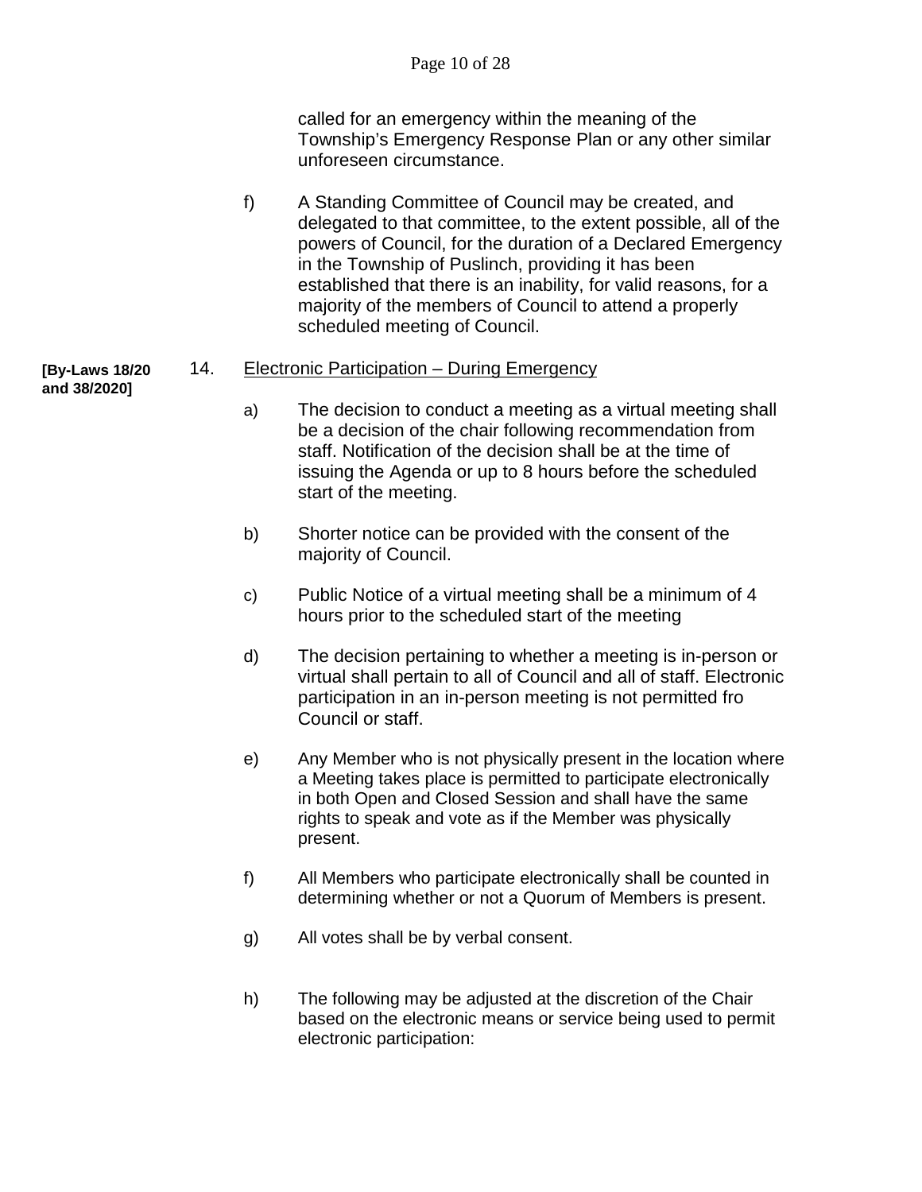called for an emergency within the meaning of the Township's Emergency Response Plan or any other similar unforeseen circumstance.

f) A Standing Committee of Council may be created, and delegated to that committee, to the extent possible, all of the powers of Council, for the duration of a Declared Emergency in the Township of Puslinch, providing it has been established that there is an inability, for valid reasons, for a majority of the members of Council to attend a properly scheduled meeting of Council.

**[By-Laws 18/20 and 38/2020]**

14. <u>Electronic Participation – During Emergency</u>

a) The decision to conduct a meeting as a virtual meeting shall be a decision of the chair following recommendation from staff. Notification of the decision shall be at the time of issuing the Agenda or up to 8 hours before the scheduled start of the meeting.

b) Shorter notice can be provided with the consent of the majority of Council.

c) Public Notice of a virtual meeting shall be a minimum of 4 hours prior to the scheduled start of the meeting

d) The decision pertaining to whether a meeting is in-person or virtual shall pertain to all of Council and all of staff. Electronic participation in an in-person meeting is not permitted fro Council or staff.

e) Any Member who is not physically present in the location where a Meeting takes place is permitted to participate electronically in both Open and Closed Session and shall have the same rights to speak and vote as if the Member was physically present.

f) All Members who participate electronically shall be counted in determining whether or not a Quorum of Members is present.

g) All votes shall be by verbal consent.

h) The following may be adjusted at the discretion of the Chair based on the electronic means or service being used to permit electronic participation: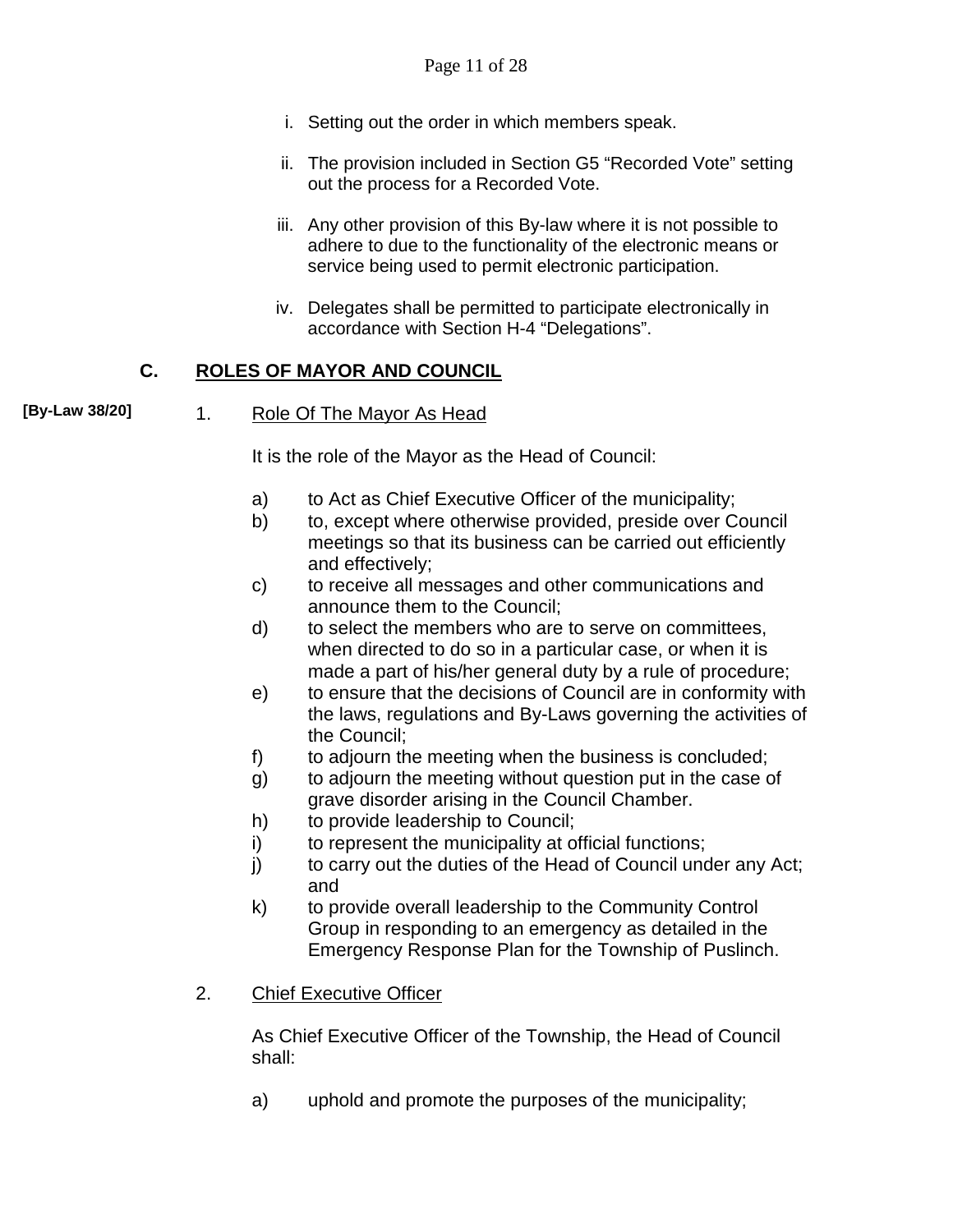i. Setting out the order in which members speak.

ii. The provision included in Section G5 "Recorded Vote" setting out the process for a Recorded Vote.

iii. Any other provision of this By-law where it is not possible to adhere to due to the functionality of the electronic means or service being used to permit electronic participation.

iv. Delegates shall be permitted to participate electronically in accordance with Section H-4 "Delegations".

## C. ROLES OF MAYOR AND COUNCIL

**[By-Law 38/20]**

1. Role Of The Mayor As Head

   It is the role of the Mayor as the Head of Council:

   a) to Act as Chief Executive Officer of the municipality;
   b) to, except where otherwise provided, preside over Council meetings so that its business can be carried out efficiently and effectively;
   c) to receive all messages and other communications and announce them to the Council;
   d) to select the members who are to serve on committees, when directed to do so in a particular case, or when it is made a part of his/her general duty by a rule of procedure;
   e) to ensure that the decisions of Council are in conformity with the laws, regulations and By-Laws governing the activities of the Council;
   f) to adjourn the meeting when the business is concluded;
   g) to adjourn the meeting without question put in the case of grave disorder arising in the Council Chamber.
   h) to provide leadership to Council;
   i) to represent the municipality at official functions;
   j) to carry out the duties of the Head of Council under any Act; and
   k) to provide overall leadership to the Community Control Group in responding to an emergency as detailed in the Emergency Response Plan for the Township of Puslinch.

2. Chief Executive Officer

   As Chief Executive Officer of the Township, the Head of Council shall:

   a) uphold and promote the purposes of the municipality;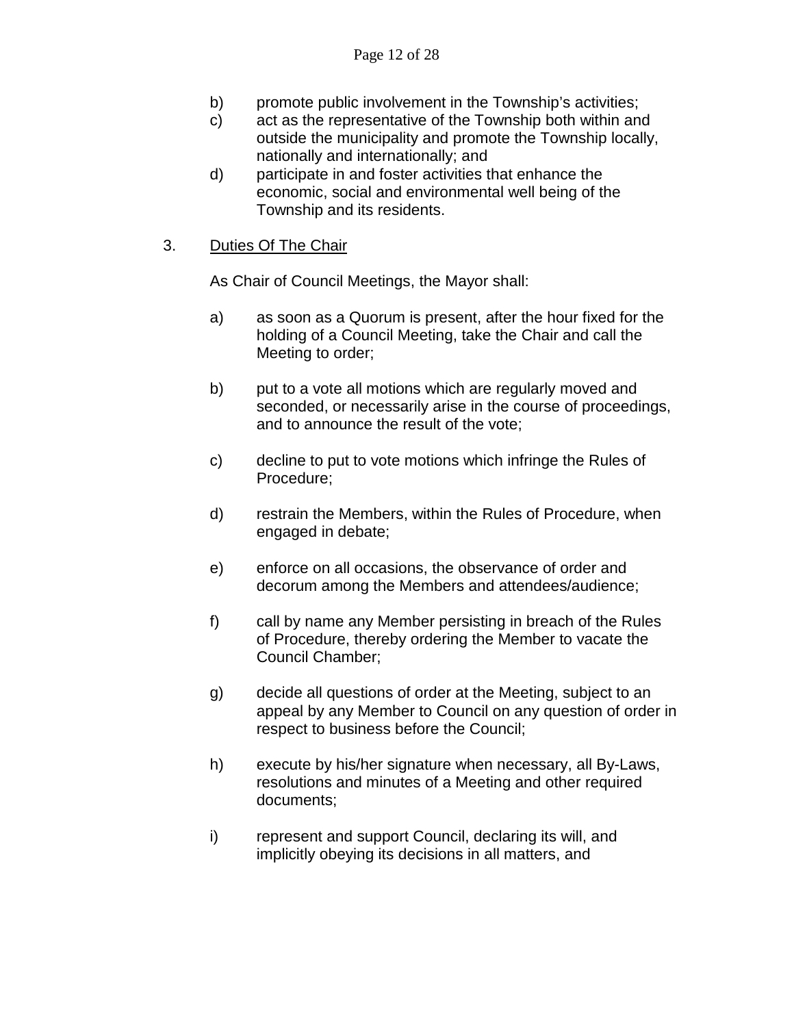b) promote public involvement in the Township's activities;

c) act as the representative of the Township both within and outside the municipality and promote the Township locally, nationally and internationally; and

d) participate in and foster activities that enhance the economic, social and environmental well being of the Township and its residents.

3. <u>Duties Of The Chair</u>

As Chair of Council Meetings, the Mayor shall:

a) as soon as a Quorum is present, after the hour fixed for the holding of a Council Meeting, take the Chair and call the Meeting to order;

b) put to a vote all motions which are regularly moved and seconded, or necessarily arise in the course of proceedings, and to announce the result of the vote;

c) decline to put to vote motions which infringe the Rules of Procedure;

d) restrain the Members, within the Rules of Procedure, when engaged in debate;

e) enforce on all occasions, the observance of order and decorum among the Members and attendees/audience;

f) call by name any Member persisting in breach of the Rules of Procedure, thereby ordering the Member to vacate the Council Chamber;

g) decide all questions of order at the Meeting, subject to an appeal by any Member to Council on any question of order in respect to business before the Council;

h) execute by his/her signature when necessary, all By-Laws, resolutions and minutes of a Meeting and other required documents;

i) represent and support Council, declaring its will, and implicitly obeying its decisions in all matters, and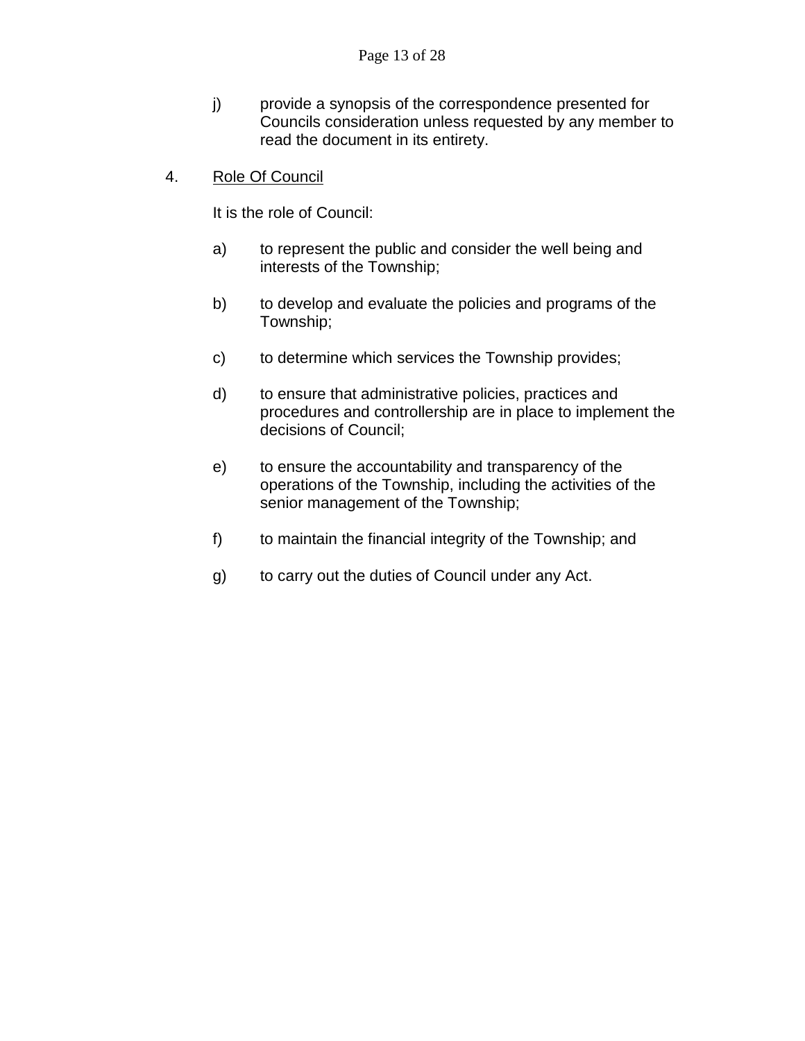j) provide a synopsis of the correspondence presented for Councils consideration unless requested by any member to read the document in its entirety.

4. <u>Role Of Council</u>

It is the role of Council:

a) to represent the public and consider the well being and interests of the Township;

b) to develop and evaluate the policies and programs of the Township;

c) to determine which services the Township provides;

d) to ensure that administrative policies, practices and procedures and controllership are in place to implement the decisions of Council;

e) to ensure the accountability and transparency of the operations of the Township, including the activities of the senior management of the Township;

f) to maintain the financial integrity of the Township; and

g) to carry out the duties of Council under any Act.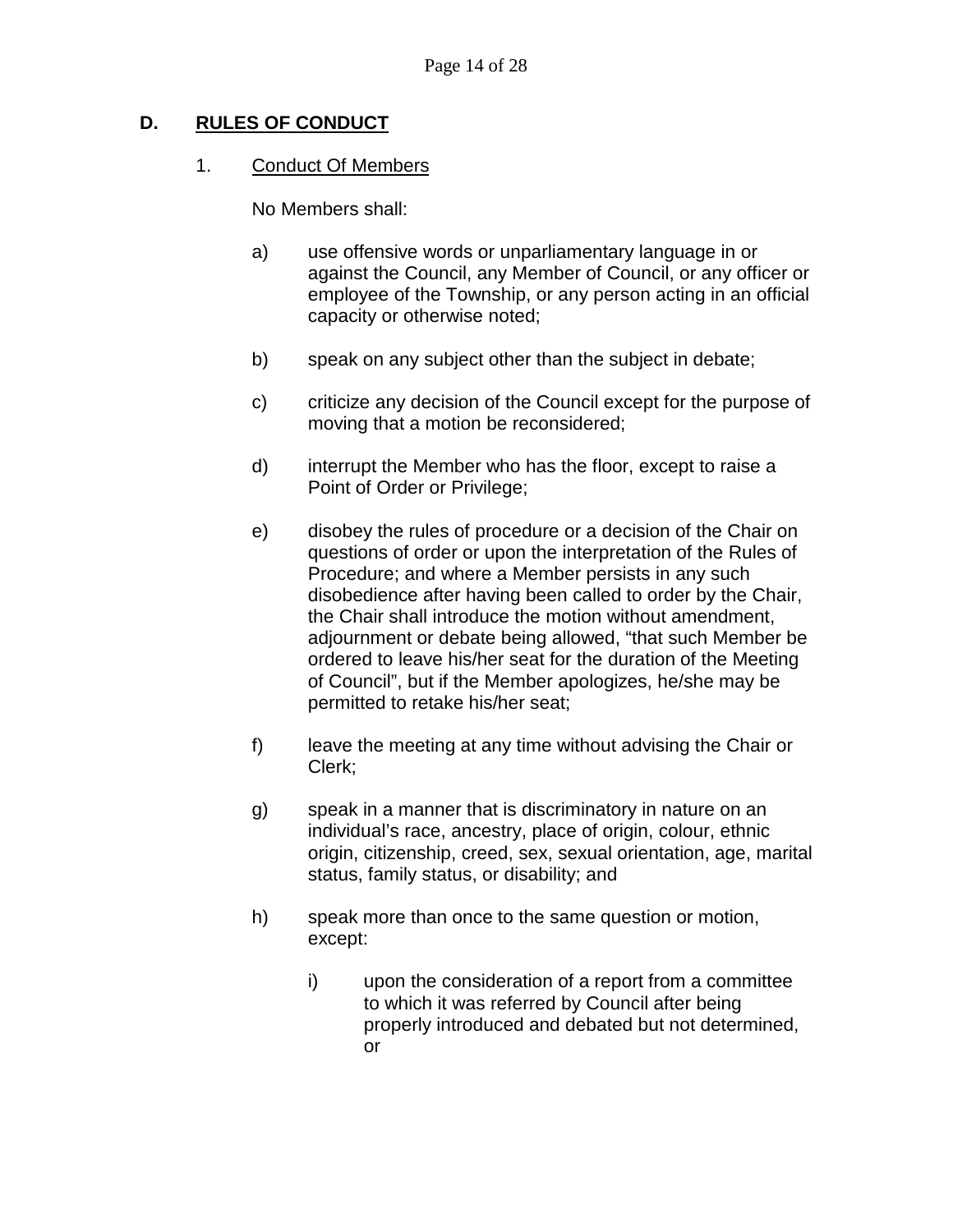## D. RULES OF CONDUCT

### 1. Conduct Of Members

No Members shall:

a) use offensive words or unparliamentary language in or against the Council, any Member of Council, or any officer or employee of the Township, or any person acting in an official capacity or otherwise noted;

b) speak on any subject other than the subject in debate;

c) criticize any decision of the Council except for the purpose of moving that a motion be reconsidered;

d) interrupt the Member who has the floor, except to raise a Point of Order or Privilege;

e) disobey the rules of procedure or a decision of the Chair on questions of order or upon the interpretation of the Rules of Procedure; and where a Member persists in any such disobedience after having been called to order by the Chair, the Chair shall introduce the motion without amendment, adjournment or debate being allowed, "that such Member be ordered to leave his/her seat for the duration of the Meeting of Council", but if the Member apologizes, he/she may be permitted to retake his/her seat;

f) leave the meeting at any time without advising the Chair or Clerk;

g) speak in a manner that is discriminatory in nature on an individual's race, ancestry, place of origin, colour, ethnic origin, citizenship, creed, sex, sexual orientation, age, marital status, family status, or disability; and

h) speak more than once to the same question or motion, except:

   i) upon the consideration of a report from a committee to which it was referred by Council after being properly introduced and debated but not determined, or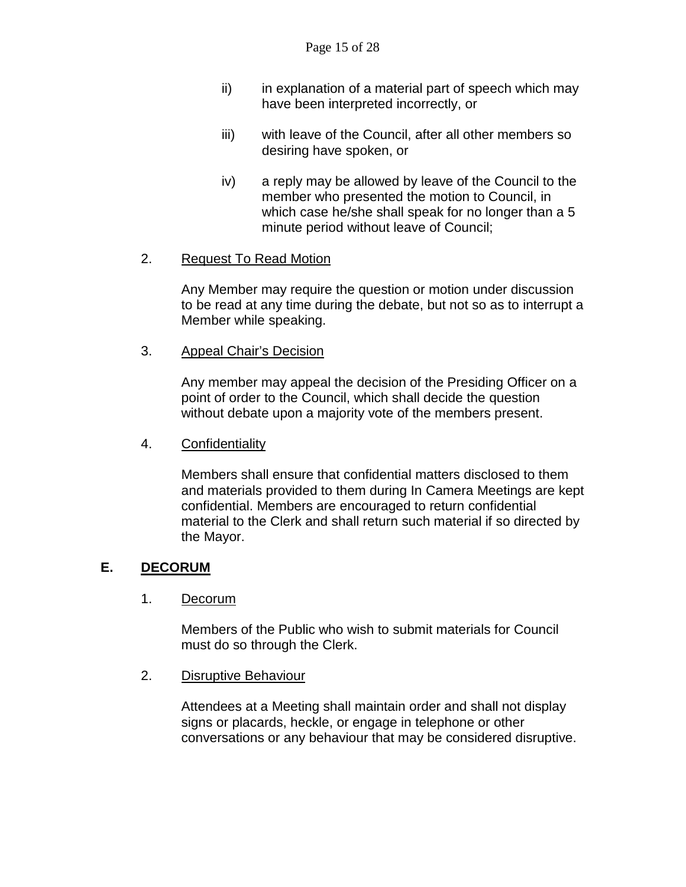ii) in explanation of a material part of speech which may have been interpreted incorrectly, or

iii) with leave of the Council, after all other members so desiring have spoken, or

iv) a reply may be allowed by leave of the Council to the member who presented the motion to Council, in which case he/she shall speak for no longer than a 5 minute period without leave of Council;

2. Request To Read Motion

Any Member may require the question or motion under discussion to be read at any time during the debate, but not so as to interrupt a Member while speaking.

3. Appeal Chair's Decision

Any member may appeal the decision of the Presiding Officer on a point of order to the Council, which shall decide the question without debate upon a majority vote of the members present.

4. Confidentiality

Members shall ensure that confidential matters disclosed to them and materials provided to them during In Camera Meetings are kept confidential. Members are encouraged to return confidential material to the Clerk and shall return such material if so directed by the Mayor.

## E. DECORUM

1. Decorum

Members of the Public who wish to submit materials for Council must do so through the Clerk.

2. Disruptive Behaviour

Attendees at a Meeting shall maintain order and shall not display signs or placards, heckle, or engage in telephone or other conversations or any behaviour that may be considered disruptive.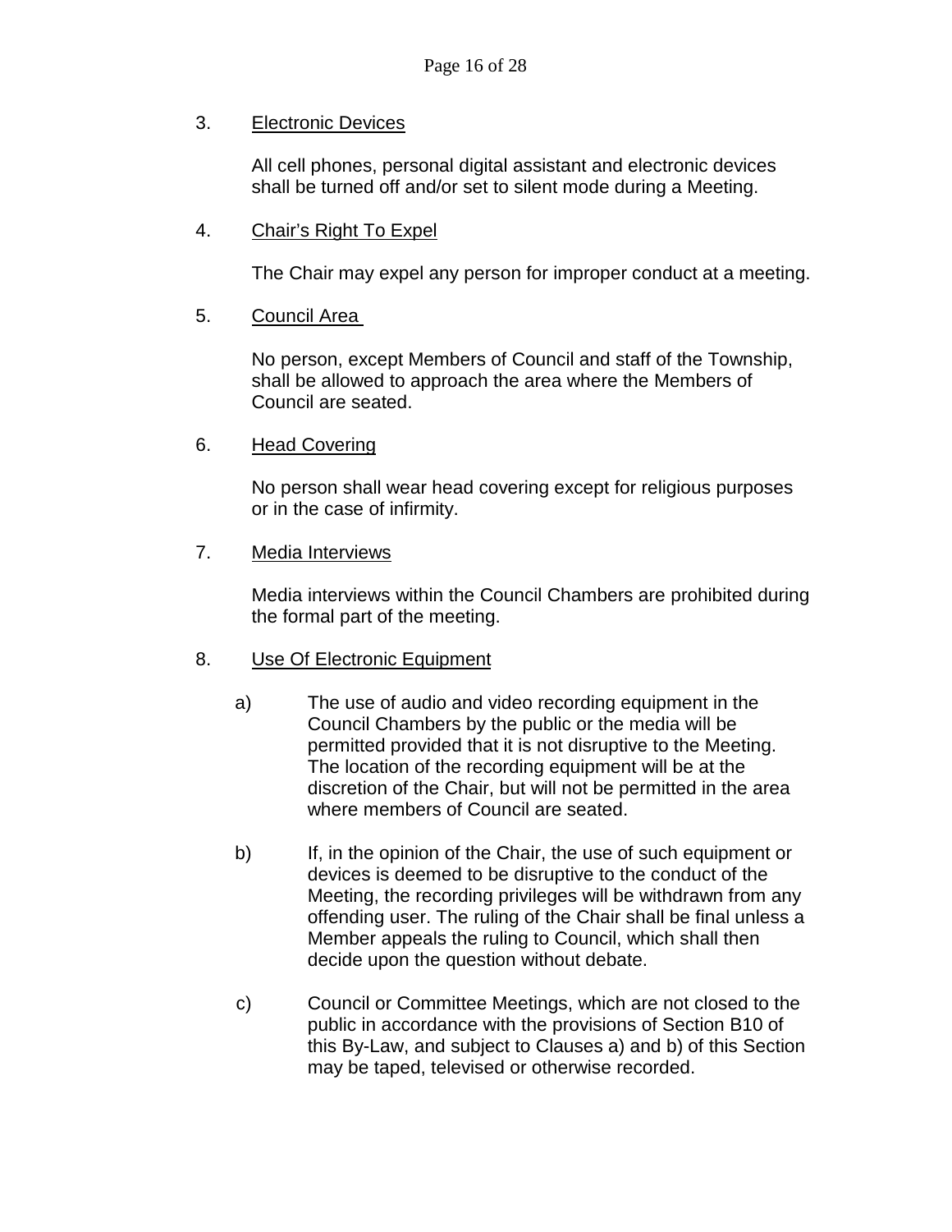3. <u>Electronic Devices</u>

All cell phones, personal digital assistant and electronic devices shall be turned off and/or set to silent mode during a Meeting.

4. <u>Chair's Right To Expel</u>

The Chair may expel any person for improper conduct at a meeting.

5. <u>Council Area</u>

No person, except Members of Council and staff of the Township, shall be allowed to approach the area where the Members of Council are seated.

6. <u>Head Covering</u>

No person shall wear head covering except for religious purposes or in the case of infirmity.

7. <u>Media Interviews</u>

Media interviews within the Council Chambers are prohibited during the formal part of the meeting.

8. <u>Use Of Electronic Equipment</u>

a) The use of audio and video recording equipment in the Council Chambers by the public or the media will be permitted provided that it is not disruptive to the Meeting. The location of the recording equipment will be at the discretion of the Chair, but will not be permitted in the area where members of Council are seated.

b) If, in the opinion of the Chair, the use of such equipment or devices is deemed to be disruptive to the conduct of the Meeting, the recording privileges will be withdrawn from any offending user. The ruling of the Chair shall be final unless a Member appeals the ruling to Council, which shall then decide upon the question without debate.

c) Council or Committee Meetings, which are not closed to the public in accordance with the provisions of Section B10 of this By-Law, and subject to Clauses a) and b) of this Section may be taped, televised or otherwise recorded.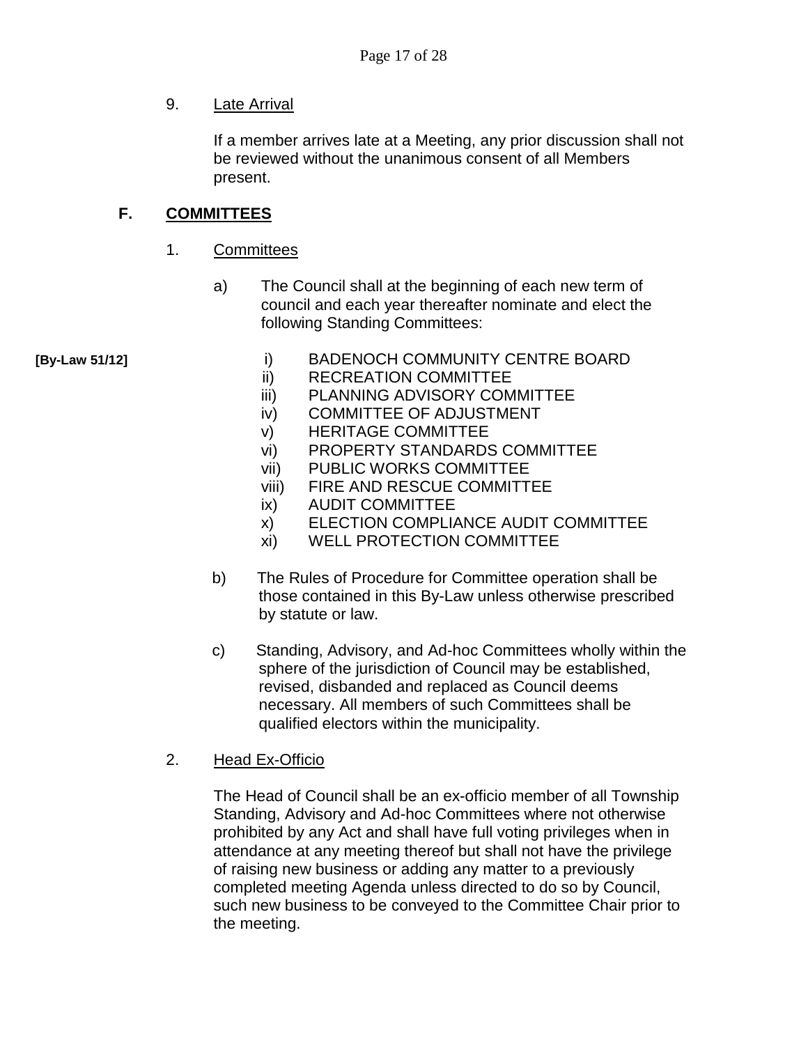9. Late Arrival

If a member arrives late at a Meeting, any prior discussion shall not be reviewed without the unanimous consent of all Members present.

## F. COMMITTEES

1. Committees

a) The Council shall at the beginning of each new term of council and each year thereafter nominate and elect the following Standing Committees:

[By-Law 51/12]

i) BADENOCH COMMUNITY CENTRE BOARD
ii) RECREATION COMMITTEE
iii) PLANNING ADVISORY COMMITTEE
iv) COMMITTEE OF ADJUSTMENT
v) HERITAGE COMMITTEE
vi) PROPERTY STANDARDS COMMITTEE
vii) PUBLIC WORKS COMMITTEE
viii) FIRE AND RESCUE COMMITTEE
ix) AUDIT COMMITTEE
x) ELECTION COMPLIANCE AUDIT COMMITTEE
xi) WELL PROTECTION COMMITTEE

b) The Rules of Procedure for Committee operation shall be those contained in this By-Law unless otherwise prescribed by statute or law.

c) Standing, Advisory, and Ad-hoc Committees wholly within the sphere of the jurisdiction of Council may be established, revised, disbanded and replaced as Council deems necessary. All members of such Committees shall be qualified electors within the municipality.

2. Head Ex-Officio

The Head of Council shall be an ex-officio member of all Township Standing, Advisory and Ad-hoc Committees where not otherwise prohibited by any Act and shall have full voting privileges when in attendance at any meeting thereof but shall not have the privilege of raising new business or adding any matter to a previously completed meeting Agenda unless directed to do so by Council, such new business to be conveyed to the Committee Chair prior to the meeting.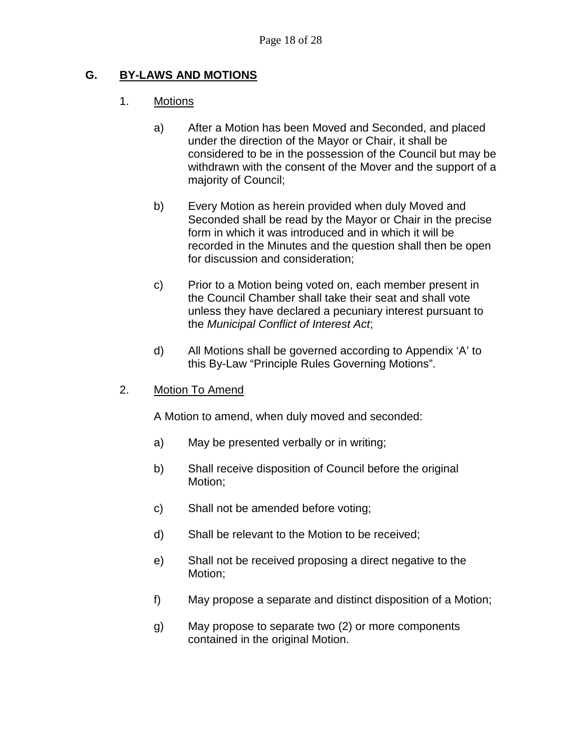## G. BY-LAWS AND MOTIONS

### 1. Motions

a) After a Motion has been Moved and Seconded, and placed under the direction of the Mayor or Chair, it shall be considered to be in the possession of the Council but may be withdrawn with the consent of the Mover and the support of a majority of Council;

b) Every Motion as herein provided when duly Moved and Seconded shall be read by the Mayor or Chair in the precise form in which it was introduced and in which it will be recorded in the Minutes and the question shall then be open for discussion and consideration;

c) Prior to a Motion being voted on, each member present in the Council Chamber shall take their seat and shall vote unless they have declared a pecuniary interest pursuant to the *Municipal Conflict of Interest Act*;

d) All Motions shall be governed according to Appendix 'A' to this By-Law "Principle Rules Governing Motions".

### 2. Motion To Amend

A Motion to amend, when duly moved and seconded:

a) May be presented verbally or in writing;

b) Shall receive disposition of Council before the original Motion;

c) Shall not be amended before voting;

d) Shall be relevant to the Motion to be received;

e) Shall not be received proposing a direct negative to the Motion;

f) May propose a separate and distinct disposition of a Motion;

g) May propose to separate two (2) or more components contained in the original Motion.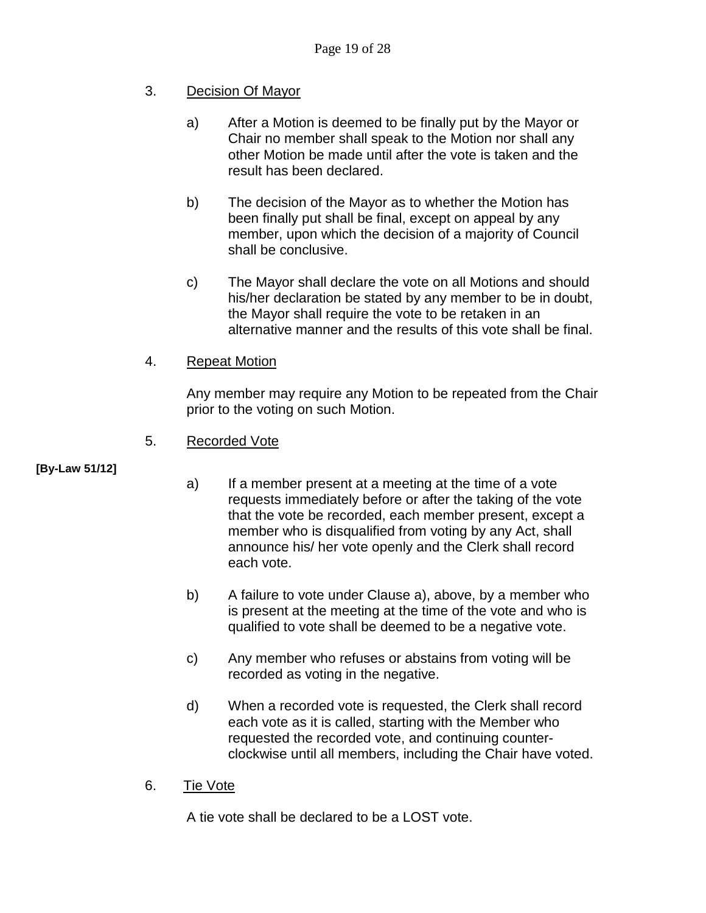3. Decision Of Mayor

a) After a Motion is deemed to be finally put by the Mayor or Chair no member shall speak to the Motion nor shall any other Motion be made until after the vote is taken and the result has been declared.

b) The decision of the Mayor as to whether the Motion has been finally put shall be final, except on appeal by any member, upon which the decision of a majority of Council shall be conclusive.

c) The Mayor shall declare the vote on all Motions and should his/her declaration be stated by any member to be in doubt, the Mayor shall require the vote to be retaken in an alternative manner and the results of this vote shall be final.

4. Repeat Motion

Any member may require any Motion to be repeated from the Chair prior to the voting on such Motion.

5. Recorded Vote

**[By-Law 51/12]**

a) If a member present at a meeting at the time of a vote requests immediately before or after the taking of the vote that the vote be recorded, each member present, except a member who is disqualified from voting by any Act, shall announce his/ her vote openly and the Clerk shall record each vote.

b) A failure to vote under Clause a), above, by a member who is present at the meeting at the time of the vote and who is qualified to vote shall be deemed to be a negative vote.

c) Any member who refuses or abstains from voting will be recorded as voting in the negative.

d) When a recorded vote is requested, the Clerk shall record each vote as it is called, starting with the Member who requested the recorded vote, and continuing counter-clockwise until all members, including the Chair have voted.

6. Tie Vote

A tie vote shall be declared to be a LOST vote.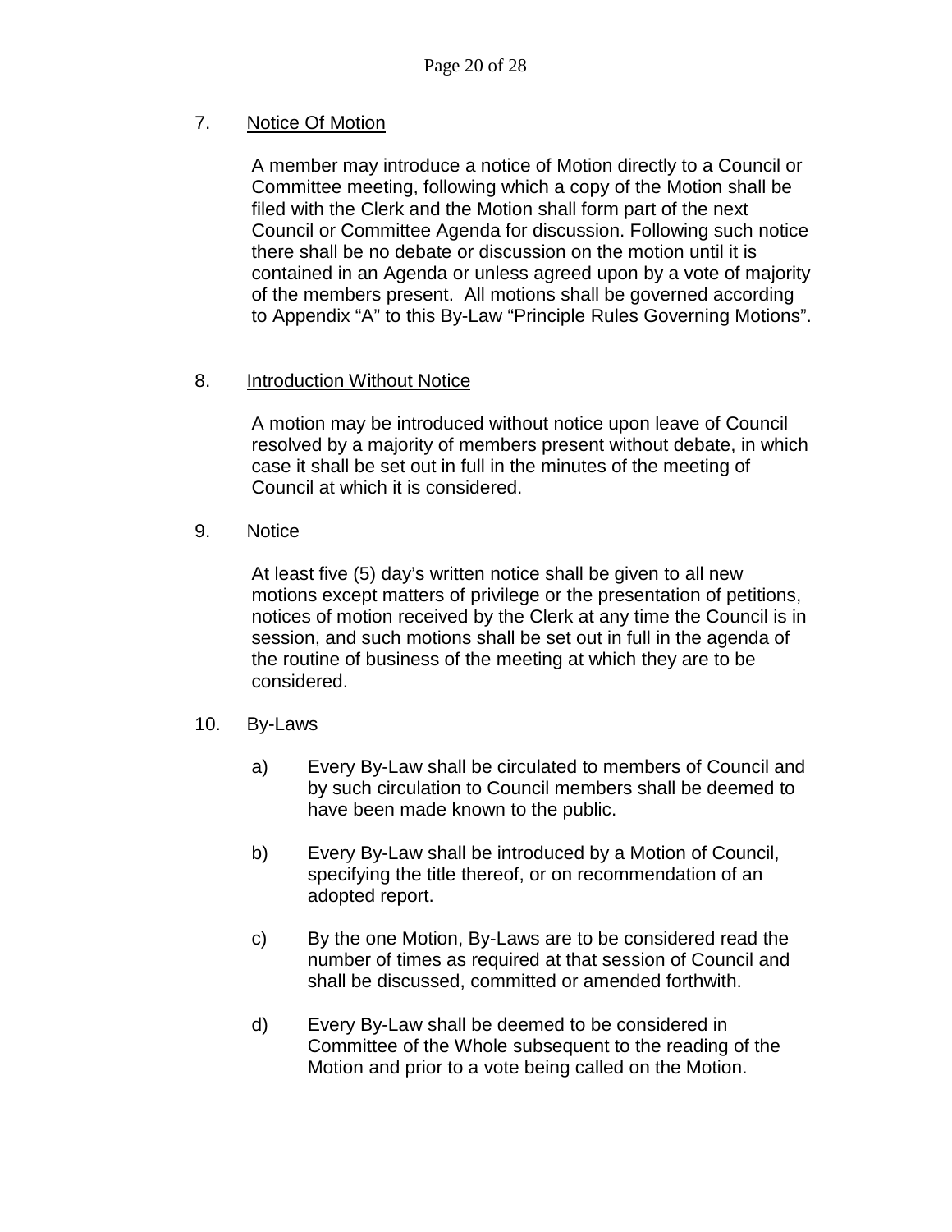7. <u>Notice Of Motion</u>

A member may introduce a notice of Motion directly to a Council or Committee meeting, following which a copy of the Motion shall be filed with the Clerk and the Motion shall form part of the next Council or Committee Agenda for discussion. Following such notice there shall be no debate or discussion on the motion until it is contained in an Agenda or unless agreed upon by a vote of majority of the members present. All motions shall be governed according to Appendix "A" to this By-Law "Principle Rules Governing Motions".

8. <u>Introduction Without Notice</u>

A motion may be introduced without notice upon leave of Council resolved by a majority of members present without debate, in which case it shall be set out in full in the minutes of the meeting of Council at which it is considered.

9. <u>Notice</u>

At least five (5) day's written notice shall be given to all new motions except matters of privilege or the presentation of petitions, notices of motion received by the Clerk at any time the Council is in session, and such motions shall be set out in full in the agenda of the routine of business of the meeting at which they are to be considered.

10. <u>By-Laws</u>

a) Every By-Law shall be circulated to members of Council and by such circulation to Council members shall be deemed to have been made known to the public.

b) Every By-Law shall be introduced by a Motion of Council, specifying the title thereof, or on recommendation of an adopted report.

c) By the one Motion, By-Laws are to be considered read the number of times as required at that session of Council and shall be discussed, committed or amended forthwith.

d) Every By-Law shall be deemed to be considered in Committee of the Whole subsequent to the reading of the Motion and prior to a vote being called on the Motion.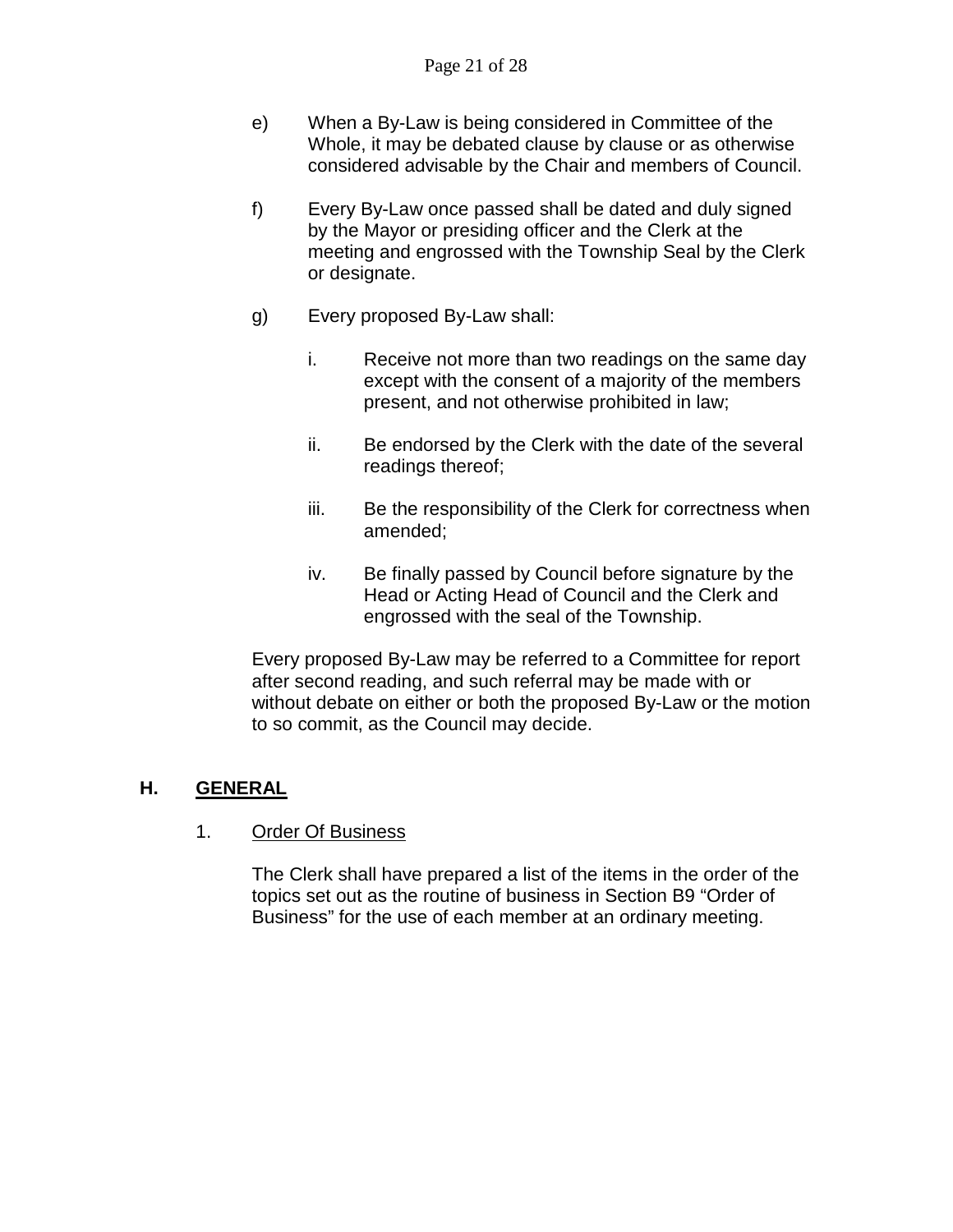e) When a By-Law is being considered in Committee of the Whole, it may be debated clause by clause or as otherwise considered advisable by the Chair and members of Council.

f) Every By-Law once passed shall be dated and duly signed by the Mayor or presiding officer and the Clerk at the meeting and engrossed with the Township Seal by the Clerk or designate.

g) Every proposed By-Law shall:

   i. Receive not more than two readings on the same day except with the consent of a majority of the members present, and not otherwise prohibited in law;

   ii. Be endorsed by the Clerk with the date of the several readings thereof;

   iii. Be the responsibility of the Clerk for correctness when amended;

   iv. Be finally passed by Council before signature by the Head or Acting Head of Council and the Clerk and engrossed with the seal of the Township.

Every proposed By-Law may be referred to a Committee for report after second reading, and such referral may be made with or without debate on either or both the proposed By-Law or the motion to so commit, as the Council may decide.

## H. GENERAL

### 1. Order Of Business

The Clerk shall have prepared a list of the items in the order of the topics set out as the routine of business in Section B9 "Order of Business" for the use of each member at an ordinary meeting.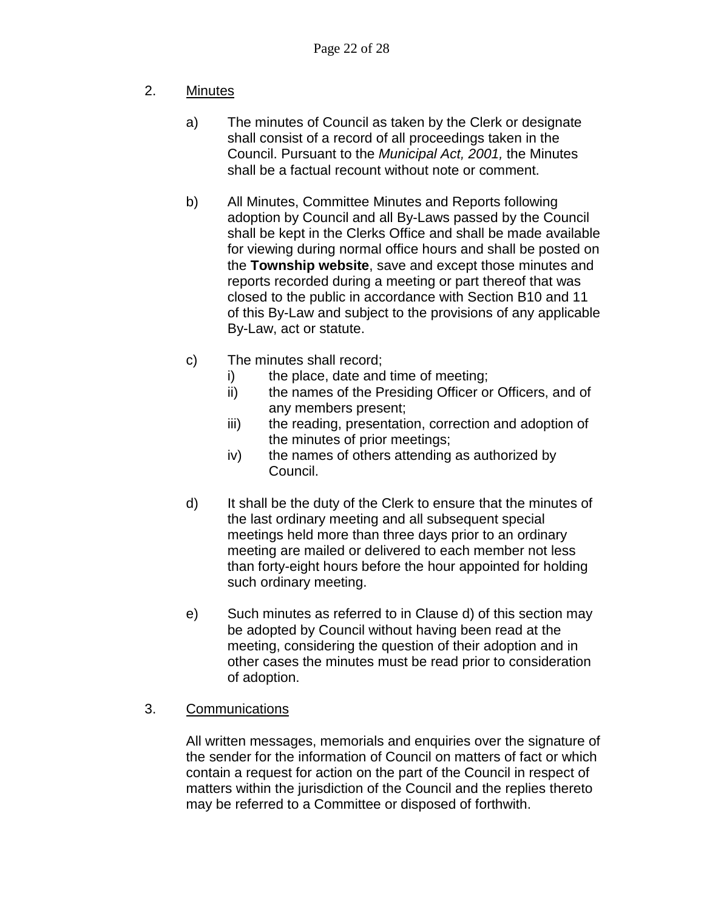2. <u>Minutes</u>

   a) The minutes of Council as taken by the Clerk or designate shall consist of a record of all proceedings taken in the Council. Pursuant to the *Municipal Act, 2001,* the Minutes shall be a factual recount without note or comment.

   b) All Minutes, Committee Minutes and Reports following adoption by Council and all By-Laws passed by the Council shall be kept in the Clerks Office and shall be made available for viewing during normal office hours and shall be posted on the **Township website**, save and except those minutes and reports recorded during a meeting or part thereof that was closed to the public in accordance with Section B10 and 11 of this By-Law and subject to the provisions of any applicable By-Law, act or statute.

   c) The minutes shall record;
      i) the place, date and time of meeting;
      ii) the names of the Presiding Officer or Officers, and of any members present;
      iii) the reading, presentation, correction and adoption of the minutes of prior meetings;
      iv) the names of others attending as authorized by Council.

   d) It shall be the duty of the Clerk to ensure that the minutes of the last ordinary meeting and all subsequent special meetings held more than three days prior to an ordinary meeting are mailed or delivered to each member not less than forty-eight hours before the hour appointed for holding such ordinary meeting.

   e) Such minutes as referred to in Clause d) of this section may be adopted by Council without having been read at the meeting, considering the question of their adoption and in other cases the minutes must be read prior to consideration of adoption.

3. <u>Communications</u>

   All written messages, memorials and enquiries over the signature of the sender for the information of Council on matters of fact or which contain a request for action on the part of the Council in respect of matters within the jurisdiction of the Council and the replies thereto may be referred to a Committee or disposed of forthwith.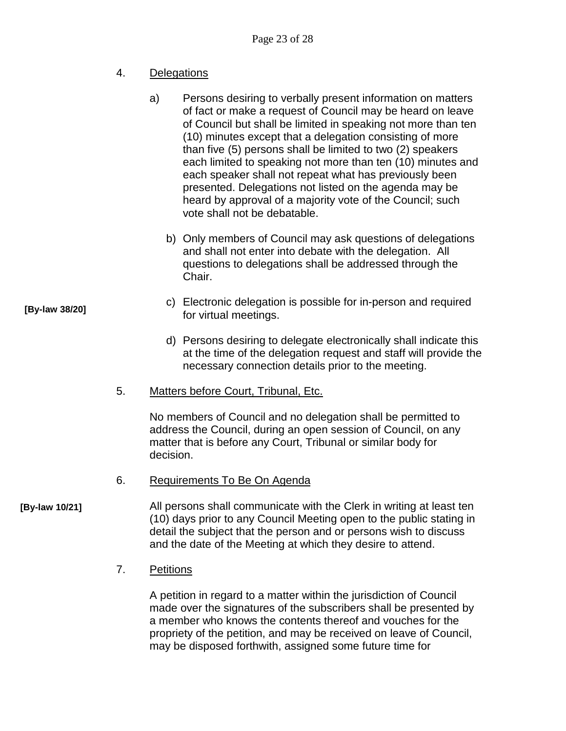4. Delegations

a) Persons desiring to verbally present information on matters of fact or make a request of Council may be heard on leave of Council but shall be limited in speaking not more than ten (10) minutes except that a delegation consisting of more than five (5) persons shall be limited to two (2) speakers each limited to speaking not more than ten (10) minutes and each speaker shall not repeat what has previously been presented. Delegations not listed on the agenda may be heard by approval of a majority vote of the Council; such vote shall not be debatable.

b) Only members of Council may ask questions of delegations and shall not enter into debate with the delegation. All questions to delegations shall be addressed through the Chair.

**[By-law 38/20]**

c) Electronic delegation is possible for in-person and required for virtual meetings.

d) Persons desiring to delegate electronically shall indicate this at the time of the delegation request and staff will provide the necessary connection details prior to the meeting.

5. Matters before Court, Tribunal, Etc.

No members of Council and no delegation shall be permitted to address the Council, during an open session of Council, on any matter that is before any Court, Tribunal or similar body for decision.

6. Requirements To Be On Agenda

**[By-law 10/21]**

All persons shall communicate with the Clerk in writing at least ten (10) days prior to any Council Meeting open to the public stating in detail the subject that the person and or persons wish to discuss and the date of the Meeting at which they desire to attend.

7. Petitions

A petition in regard to a matter within the jurisdiction of Council made over the signatures of the subscribers shall be presented by a member who knows the contents thereof and vouches for the propriety of the petition, and may be received on leave of Council, may be disposed forthwith, assigned some future time for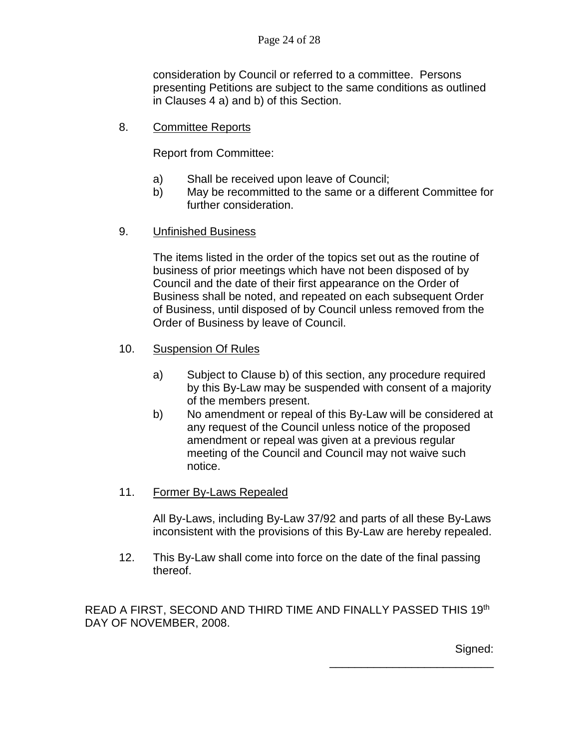consideration by Council or referred to a committee. Persons presenting Petitions are subject to the same conditions as outlined in Clauses 4 a) and b) of this Section.

8. <u>Committee Reports</u>

   Report from Committee:

   a) Shall be received upon leave of Council;
   b) May be recommitted to the same or a different Committee for further consideration.

9. <u>Unfinished Business</u>

   The items listed in the order of the topics set out as the routine of business of prior meetings which have not been disposed of by Council and the date of their first appearance on the Order of Business shall be noted, and repeated on each subsequent Order of Business, until disposed of by Council unless removed from the Order of Business by leave of Council.

10. <u>Suspension Of Rules</u>

    a) Subject to Clause b) of this section, any procedure required by this By-Law may be suspended with consent of a majority of the members present.
    b) No amendment or repeal of this By-Law will be considered at any request of the Council unless notice of the proposed amendment or repeal was given at a previous regular meeting of the Council and Council may not waive such notice.

11. <u>Former By-Laws Repealed</u>

    All By-Laws, including By-Law 37/92 and parts of all these By-Laws inconsistent with the provisions of this By-Law are hereby repealed.

12. This By-Law shall come into force on the date of the final passing thereof.

READ A FIRST, SECOND AND THIRD TIME AND FINALLY PASSED THIS 19th DAY OF NOVEMBER, 2008.

Signed: \_\_\_\_\_\_\_\_\_\_\_\_\_\_\_\_\_\_\_\_\_\_\_\_\_\_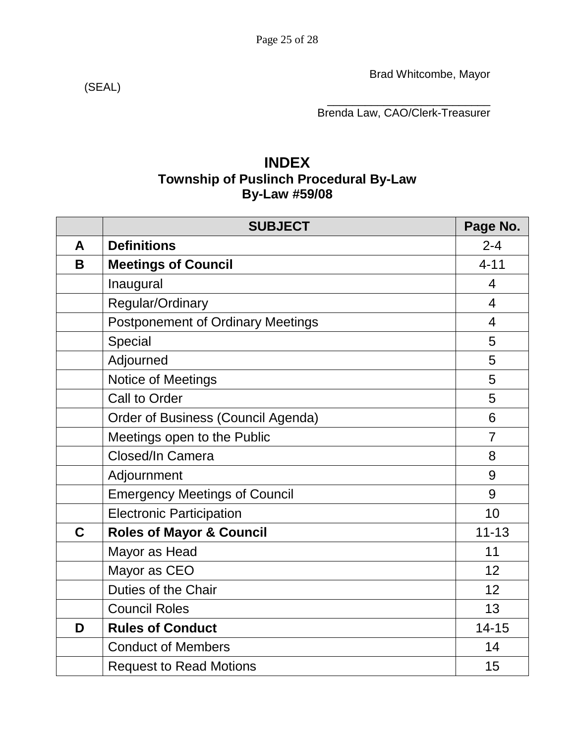Brad Whitcombe, Mayor

(SEAL)

\_\_\_\_\_\_\_\_\_\_\_\_\_\_\_\_\_\_\_\_\_\_\_\_\_\_

Brenda Law, CAO/Clerk-Treasurer

# INDEX

## Township of Puslinch Procedural By-Law

## By-Law #59/08

| | SUBJECT | Page No. |
|---|---|---|
| **A** | **Definitions** | 2-4 |
| **B** | **Meetings of Council** | 4-11 |
| | Inaugural | 4 |
| | Regular/Ordinary | 4 |
| | Postponement of Ordinary Meetings | 4 |
| | Special | 5 |
| | Adjourned | 5 |
| | Notice of Meetings | 5 |
| | Call to Order | 5 |
| | Order of Business (Council Agenda) | 6 |
| | Meetings open to the Public | 7 |
| | Closed/In Camera | 8 |
| | Adjournment | 9 |
| | Emergency Meetings of Council | 9 |
| | Electronic Participation | 10 |
| **C** | **Roles of Mayor & Council** | 11-13 |
| | Mayor as Head | 11 |
| | Mayor as CEO | 12 |
| | Duties of the Chair | 12 |
| | Council Roles | 13 |
| **D** | **Rules of Conduct** | 14-15 |
| | Conduct of Members | 14 |
| | Request to Read Motions | 15 |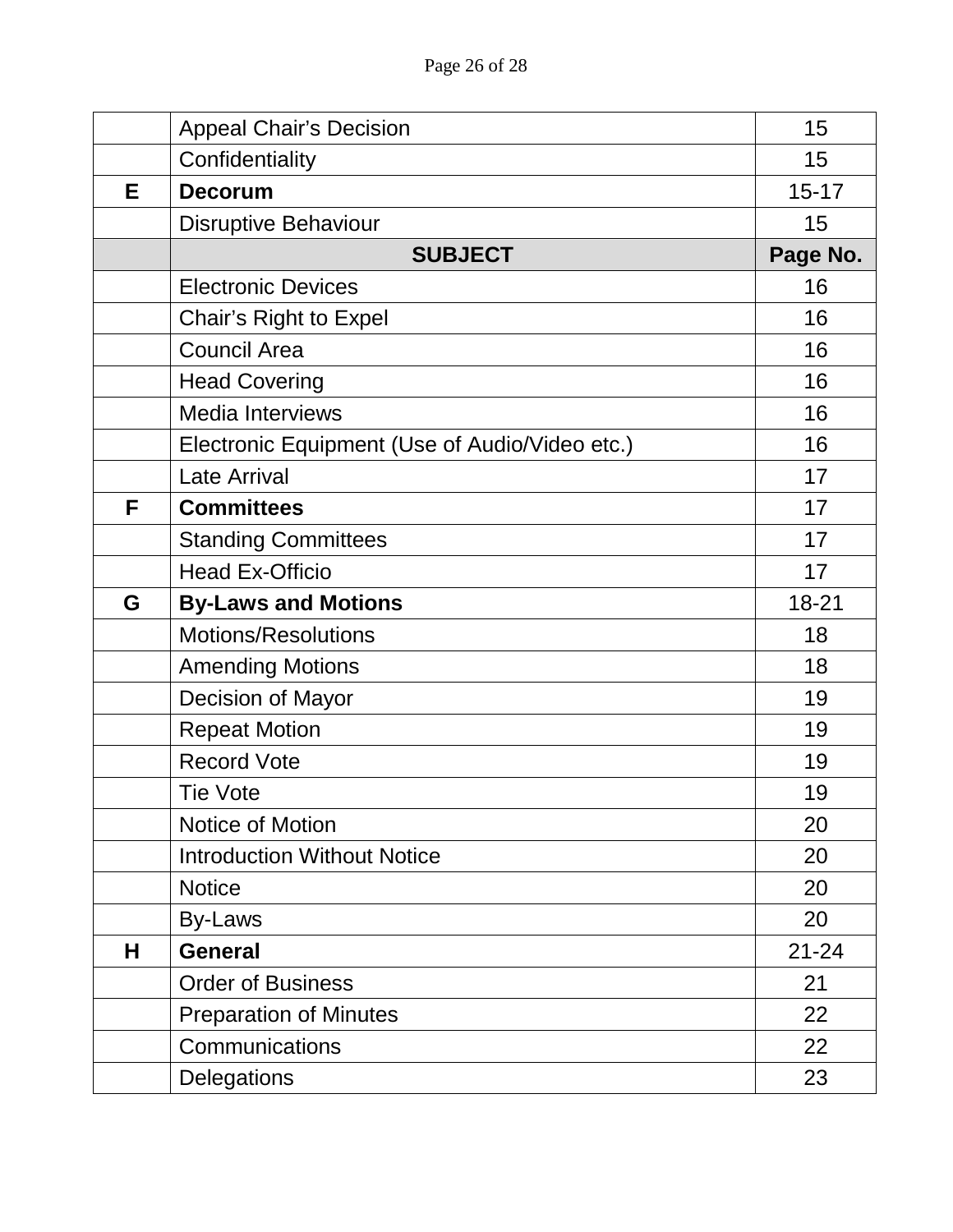| | | |
|---|---|---|
| | Appeal Chair’s Decision | 15 |
| | Confidentiality | 15 |
| **E** | **Decorum** | 15-17 |
| | Disruptive Behaviour | 15 |
| | **SUBJECT** | **Page No.** |
| | Electronic Devices | 16 |
| | Chair’s Right to Expel | 16 |
| | Council Area | 16 |
| | Head Covering | 16 |
| | Media Interviews | 16 |
| | Electronic Equipment (Use of Audio/Video etc.) | 16 |
| | Late Arrival | 17 |
| **F** | **Committees** | 17 |
| | Standing Committees | 17 |
| | Head Ex-Officio | 17 |
| **G** | **By-Laws and Motions** | 18-21 |
| | Motions/Resolutions | 18 |
| | Amending Motions | 18 |
| | Decision of Mayor | 19 |
| | Repeat Motion | 19 |
| | Record Vote | 19 |
| | Tie Vote | 19 |
| | Notice of Motion | 20 |
| | Introduction Without Notice | 20 |
| | Notice | 20 |
| | By-Laws | 20 |
| **H** | **General** | 21-24 |
| | Order of Business | 21 |
| | Preparation of Minutes | 22 |
| | Communications | 22 |
| | Delegations | 23 |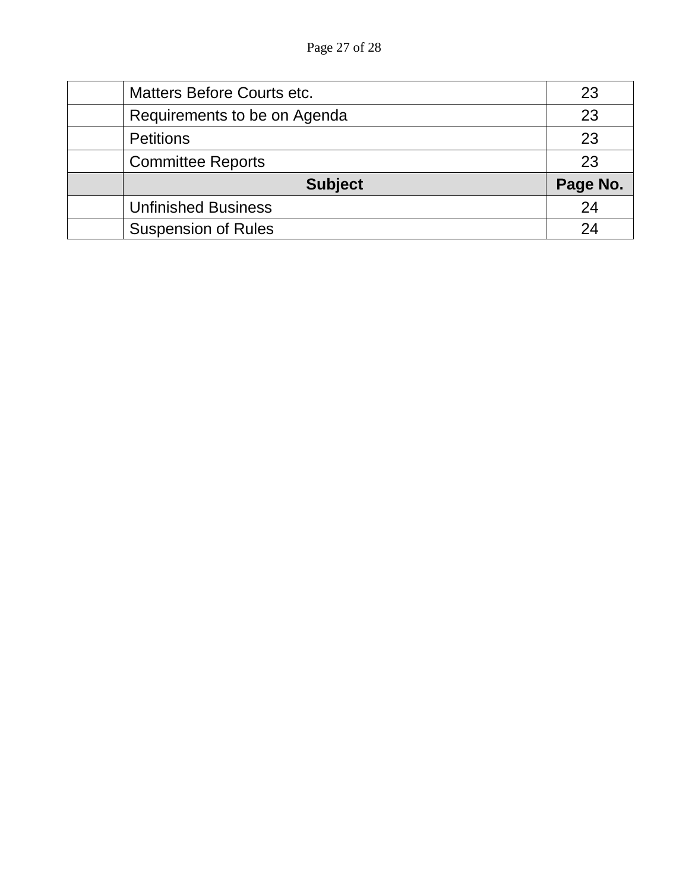| | | |
|---|---|---|
| | Matters Before Courts etc. | 23 |
| | Requirements to be on Agenda | 23 |
| | Petitions | 23 |
| | Committee Reports | 23 |
| | **Subject** | **Page No.** |
| | Unfinished Business | 24 |
| | Suspension of Rules | 24 |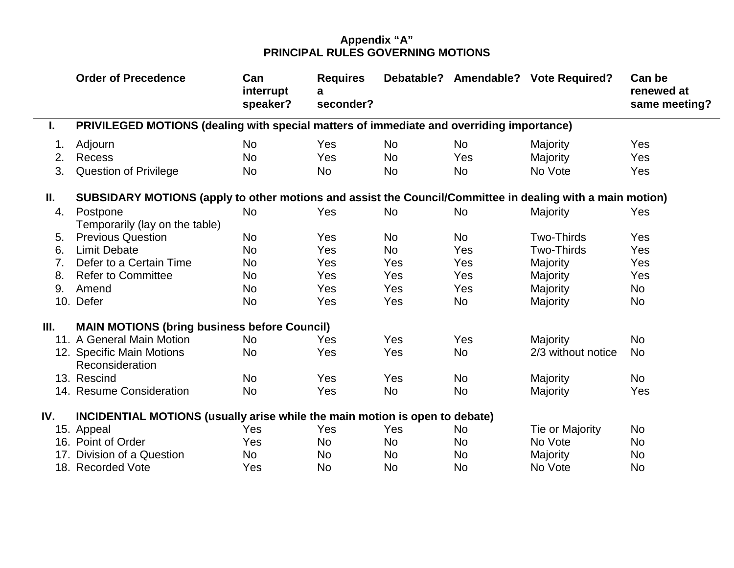# Appendix "A"
## PRINCIPAL RULES GOVERNING MOTIONS

| | Order of Precedence | Can interrupt speaker? | Requires a seconder? | Debatable? | Amendable? | Vote Required? | Can be renewed at same meeting? |
|---|---|---|---|---|---|---|---|
| **I.** | **PRIVILEGED MOTIONS (dealing with special matters of immediate and overriding importance)** | | | | | | |
| 1. | Adjourn | No | Yes | No | No | Majority | Yes |
| 2. | Recess | No | Yes | No | Yes | Majority | Yes |
| 3. | Question of Privilege | No | No | No | No | No Vote | Yes |
| **II.** | **SUBSIDARY MOTIONS (apply to other motions and assist the Council/Committee in dealing with a main motion)** | | | | | | |
| 4. | Postpone Temporarily (lay on the table) | No | Yes | No | No | Majority | Yes |
| 5. | Previous Question | No | Yes | No | No | Two-Thirds | Yes |
| 6. | Limit Debate | No | Yes | No | Yes | Two-Thirds | Yes |
| 7. | Defer to a Certain Time | No | Yes | Yes | Yes | Majority | Yes |
| 8. | Refer to Committee | No | Yes | Yes | Yes | Majority | Yes |
| 9. | Amend | No | Yes | Yes | Yes | Majority | No |
| 10. | Defer | No | Yes | Yes | No | Majority | No |
| **III.** | **MAIN MOTIONS (bring business before Council)** | | | | | | |
| 11. | A General Main Motion | No | Yes | Yes | Yes | Majority | No |
| 12. | Specific Main Motions Reconsideration | No | Yes | Yes | No | 2/3 without notice | No |
| 13. | Rescind | No | Yes | Yes | No | Majority | No |
| 14. | Resume Consideration | No | Yes | No | No | Majority | Yes |
| **IV.** | **INCIDENTIAL MOTIONS (usually arise while the main motion is open to debate)** | | | | | | |
| 15. | Appeal | Yes | Yes | Yes | No | Tie or Majority | No |
| 16. | Point of Order | Yes | No | No | No | No Vote | No |
| 17. | Division of a Question | No | No | No | No | Majority | No |
| 18. | Recorded Vote | Yes | No | No | No | No Vote | No |